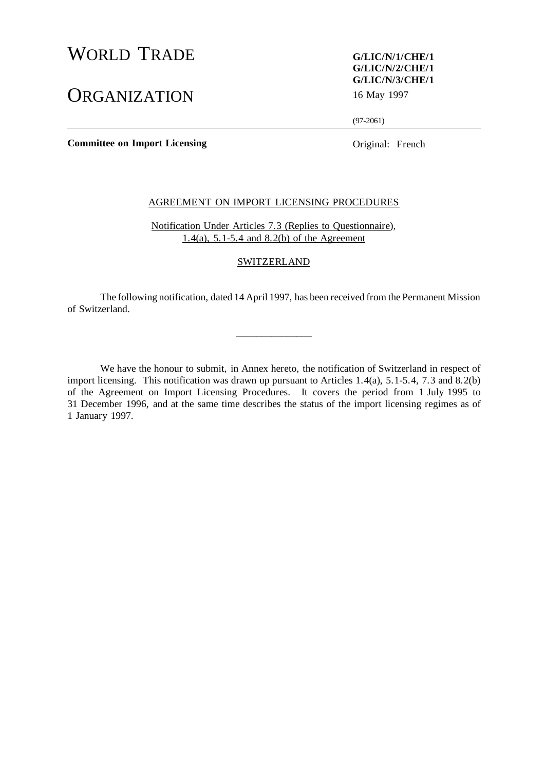# WORLD TRADE ORGANIZATION

**G/LIC/N/1/CHE/1**
**G/LIC/N/2/CHE/1**
**G/LIC/N/3/CHE/1**
16 May 1997

(97-2061)

**Committee on Import Licensing**

Original: French

AGREEMENT ON IMPORT LICENSING PROCEDURES

Notification Under Articles 7.3 (Replies to Questionnaire), 1.4(a), 5.1-5.4 and 8.2(b) of the Agreement

SWITZERLAND

The following notification, dated 14 April 1997, has been received from the Permanent Mission of Switzerland.

---

We have the honour to submit, in Annex hereto, the notification of Switzerland in respect of import licensing. This notification was drawn up pursuant to Articles 1.4(a), 5.1-5.4, 7.3 and 8.2(b) of the Agreement on Import Licensing Procedures. It covers the period from 1 July 1995 to 31 December 1996, and at the same time describes the status of the import licensing regimes as of 1 January 1997.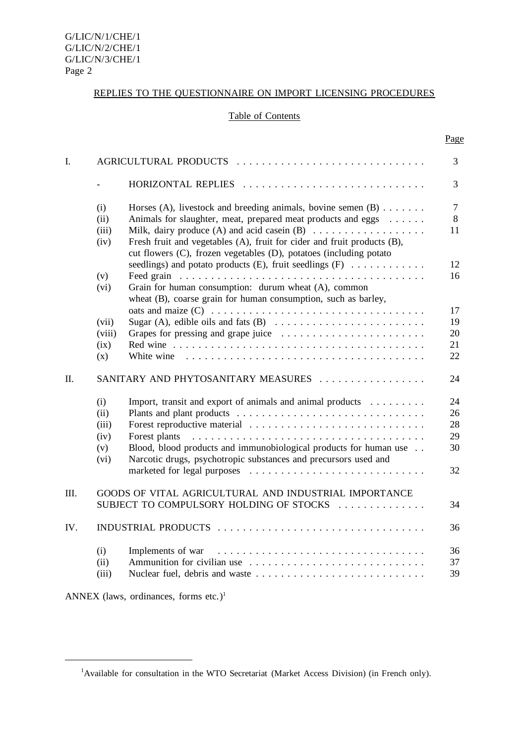## REPLIES TO THE QUESTIONNAIRE ON IMPORT LICENSING PROCEDURES

### Table of Contents

| | | | Page |
|---|---|---|---|
| I. | AGRICULTURAL PRODUCTS | | 3 |
| | - | HORIZONTAL REPLIES | 3 |
| | (i) | Horses (A), livestock and breeding animals, bovine semen (B) | 7 |
| | (ii) | Animals for slaughter, meat, prepared meat products and eggs | 8 |
| | (iii) | Milk, dairy produce (A) and acid casein (B) | 11 |
| | (iv) | Fresh fruit and vegetables (A), fruit for cider and fruit products (B), cut flowers (C), frozen vegetables (D), potatoes (including potato seedlings) and potato products (E), fruit seedlings (F) | 12 |
| | (v) | Feed grain | 16 |
| | (vi) | Grain for human consumption: durum wheat (A), common wheat (B), coarse grain for human consumption, such as barley, oats and maize (C) | 17 |
| | (vii) | Sugar (A), edible oils and fats (B) | 19 |
| | (viii) | Grapes for pressing and grape juice | 20 |
| | (ix) | Red wine | 21 |
| | (x) | White wine | 22 |
| II. | SANITARY AND PHYTOSANITARY MEASURES | | 24 |
| | (i) | Import, transit and export of animals and animal products | 24 |
| | (ii) | Plants and plant products | 26 |
| | (iii) | Forest reproductive material | 28 |
| | (iv) | Forest plants | 29 |
| | (v) | Blood, blood products and immunobiological products for human use | 30 |
| | (vi) | Narcotic drugs, psychotropic substances and precursors used and marketed for legal purposes | 32 |
| III. | GOODS OF VITAL AGRICULTURAL AND INDUSTRIAL IMPORTANCE SUBJECT TO COMPULSORY HOLDING OF STOCKS | | 34 |
| IV. | INDUSTRIAL PRODUCTS | | 36 |
| | (i) | Implements of war | 36 |
| | (ii) | Ammunition for civilian use | 37 |
| | (iii) | Nuclear fuel, debris and waste | 39 |

ANNEX (laws, ordinances, forms etc.)[1]

---

[1]Available for consultation in the WTO Secretariat (Market Access Division) (in French only).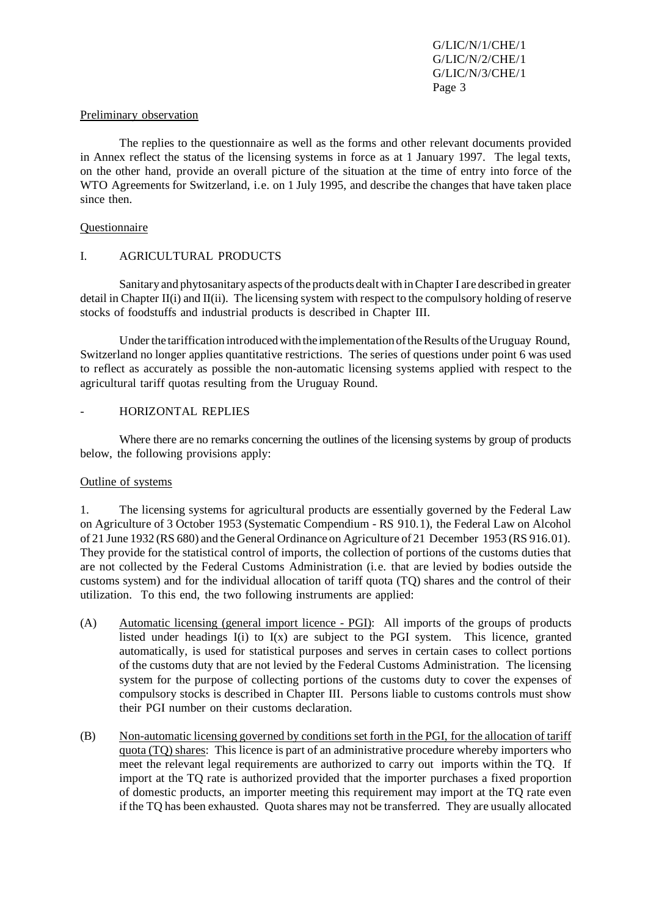Preliminary observation

The replies to the questionnaire as well as the forms and other relevant documents provided in Annex reflect the status of the licensing systems in force as at 1 January 1997. The legal texts, on the other hand, provide an overall picture of the situation at the time of entry into force of the WTO Agreements for Switzerland, i.e. on 1 July 1995, and describe the changes that have taken place since then.

Questionnaire

## I. AGRICULTURAL PRODUCTS

Sanitary and phytosanitary aspects of the products dealt with in Chapter I are described in greater detail in Chapter II(i) and II(ii). The licensing system with respect to the compulsory holding of reserve stocks of foodstuffs and industrial products is described in Chapter III.

Under the tariffication introduced with the implementation of the Results of the Uruguay Round, Switzerland no longer applies quantitative restrictions. The series of questions under point 6 was used to reflect as accurately as possible the non-automatic licensing systems applied with respect to the agricultural tariff quotas resulting from the Uruguay Round.

- HORIZONTAL REPLIES

Where there are no remarks concerning the outlines of the licensing systems by group of products below, the following provisions apply:

Outline of systems

1. The licensing systems for agricultural products are essentially governed by the Federal Law on Agriculture of 3 October 1953 (Systematic Compendium - RS 910.1), the Federal Law on Alcohol of 21 June 1932 (RS 680) and the General Ordinance on Agriculture of 21 December 1953 (RS 916.01). They provide for the statistical control of imports, the collection of portions of the customs duties that are not collected by the Federal Customs Administration (i.e. that are levied by bodies outside the customs system) and for the individual allocation of tariff quota (TQ) shares and the control of their utilization. To this end, the two following instruments are applied:

(A) Automatic licensing (general import licence - PGI): All imports of the groups of products listed under headings I(i) to I(x) are subject to the PGI system. This licence, granted automatically, is used for statistical purposes and serves in certain cases to collect portions of the customs duty that are not levied by the Federal Customs Administration. The licensing system for the purpose of collecting portions of the customs duty to cover the expenses of compulsory stocks is described in Chapter III. Persons liable to customs controls must show their PGI number on their customs declaration.

(B) Non-automatic licensing governed by conditions set forth in the PGI, for the allocation of tariff quota (TQ) shares: This licence is part of an administrative procedure whereby importers who meet the relevant legal requirements are authorized to carry out imports within the TQ. If import at the TQ rate is authorized provided that the importer purchases a fixed proportion of domestic products, an importer meeting this requirement may import at the TQ rate even if the TQ has been exhausted. Quota shares may not be transferred. They are usually allocated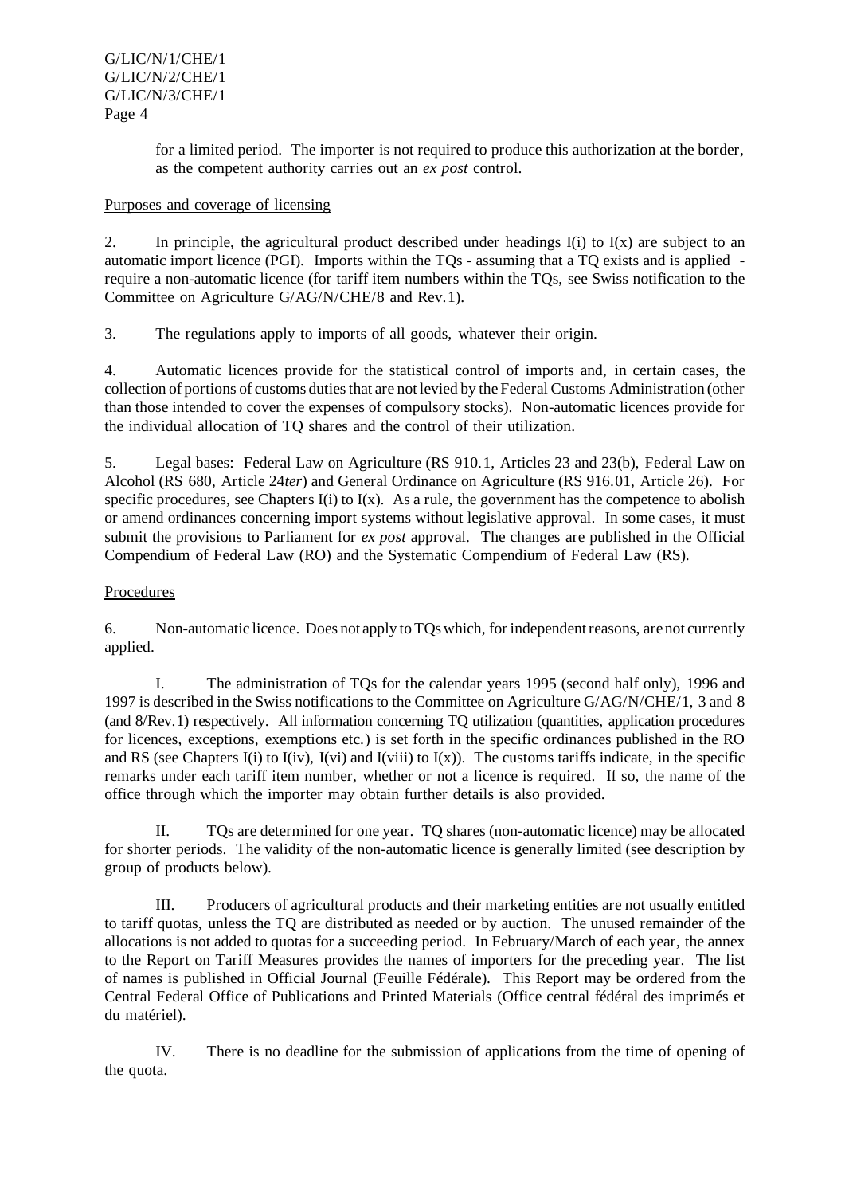for a limited period. The importer is not required to produce this authorization at the border, as the competent authority carries out an *ex post* control.

Purposes and coverage of licensing

2. In principle, the agricultural product described under headings I(i) to I(x) are subject to an automatic import licence (PGI). Imports within the TQs - assuming that a TQ exists and is applied - require a non-automatic licence (for tariff item numbers within the TQs, see Swiss notification to the Committee on Agriculture G/AG/N/CHE/8 and Rev.1).

3. The regulations apply to imports of all goods, whatever their origin.

4. Automatic licences provide for the statistical control of imports and, in certain cases, the collection of portions of customs duties that are not levied by the Federal Customs Administration (other than those intended to cover the expenses of compulsory stocks). Non-automatic licences provide for the individual allocation of TQ shares and the control of their utilization.

5. Legal bases: Federal Law on Agriculture (RS 910.1, Articles 23 and 23(b), Federal Law on Alcohol (RS 680, Article 24*ter*) and General Ordinance on Agriculture (RS 916.01, Article 26). For specific procedures, see Chapters I(i) to I(x). As a rule, the government has the competence to abolish or amend ordinances concerning import systems without legislative approval. In some cases, it must submit the provisions to Parliament for *ex post* approval. The changes are published in the Official Compendium of Federal Law (RO) and the Systematic Compendium of Federal Law (RS).

Procedures

6. Non-automatic licence. Does not apply to TQs which, for independent reasons, are not currently applied.

I. The administration of TQs for the calendar years 1995 (second half only), 1996 and 1997 is described in the Swiss notifications to the Committee on Agriculture G/AG/N/CHE/1, 3 and 8 (and 8/Rev.1) respectively. All information concerning TQ utilization (quantities, application procedures for licences, exceptions, exemptions etc.) is set forth in the specific ordinances published in the RO and RS (see Chapters I(i) to I(iv), I(vi) and I(viii) to I(x)). The customs tariffs indicate, in the specific remarks under each tariff item number, whether or not a licence is required. If so, the name of the office through which the importer may obtain further details is also provided.

II. TQs are determined for one year. TQ shares (non-automatic licence) may be allocated for shorter periods. The validity of the non-automatic licence is generally limited (see description by group of products below).

III. Producers of agricultural products and their marketing entities are not usually entitled to tariff quotas, unless the TQ are distributed as needed or by auction. The unused remainder of the allocations is not added to quotas for a succeeding period. In February/March of each year, the annex to the Report on Tariff Measures provides the names of importers for the preceding year. The list of names is published in Official Journal (Feuille Fédérale). This Report may be ordered from the Central Federal Office of Publications and Printed Materials (Office central fédéral des imprimés et du matériel).

IV. There is no deadline for the submission of applications from the time of opening of the quota.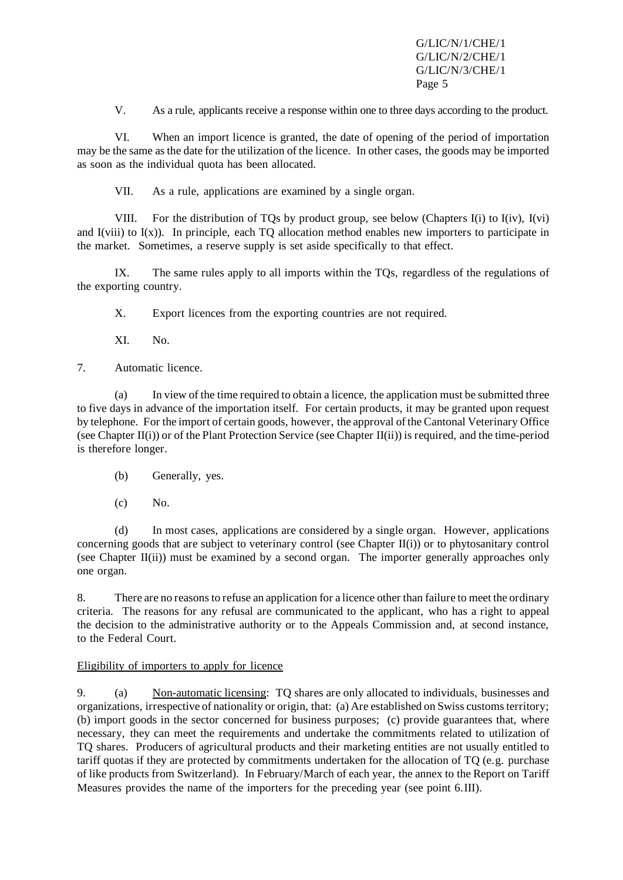V. As a rule, applicants receive a response within one to three days according to the product.

VI. When an import licence is granted, the date of opening of the period of importation may be the same as the date for the utilization of the licence. In other cases, the goods may be imported as soon as the individual quota has been allocated.

VII. As a rule, applications are examined by a single organ.

VIII. For the distribution of TQs by product group, see below (Chapters I(i) to I(iv), I(vi) and I(viii) to I(x)). In principle, each TQ allocation method enables new importers to participate in the market. Sometimes, a reserve supply is set aside specifically to that effect.

IX. The same rules apply to all imports within the TQs, regardless of the regulations of the exporting country.

X. Export licences from the exporting countries are not required.

XI. No.

7. Automatic licence.

(a) In view of the time required to obtain a licence, the application must be submitted three to five days in advance of the importation itself. For certain products, it may be granted upon request by telephone. For the import of certain goods, however, the approval of the Cantonal Veterinary Office (see Chapter II(i)) or of the Plant Protection Service (see Chapter II(ii)) is required, and the time-period is therefore longer.

(b) Generally, yes.

(c) No.

(d) In most cases, applications are considered by a single organ. However, applications concerning goods that are subject to veterinary control (see Chapter II(i)) or to phytosanitary control (see Chapter II(ii)) must be examined by a second organ. The importer generally approaches only one organ.

8. There are no reasons to refuse an application for a licence other than failure to meet the ordinary criteria. The reasons for any refusal are communicated to the applicant, who has a right to appeal the decision to the administrative authority or to the Appeals Commission and, at second instance, to the Federal Court.

Eligibility of importers to apply for licence

9. (a) Non-automatic licensing: TQ shares are only allocated to individuals, businesses and organizations, irrespective of nationality or origin, that: (a) Are established on Swiss customs territory; (b) import goods in the sector concerned for business purposes; (c) provide guarantees that, where necessary, they can meet the requirements and undertake the commitments related to utilization of TQ shares. Producers of agricultural products and their marketing entities are not usually entitled to tariff quotas if they are protected by commitments undertaken for the allocation of TQ (e.g. purchase of like products from Switzerland). In February/March of each year, the annex to the Report on Tariff Measures provides the name of the importers for the preceding year (see point 6.III).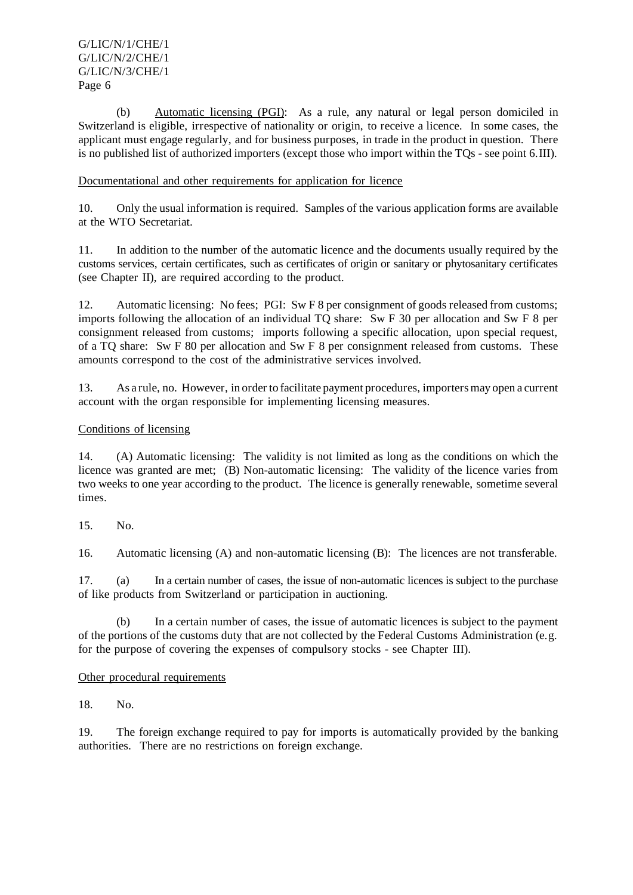(b) Automatic licensing (PGI): As a rule, any natural or legal person domiciled in Switzerland is eligible, irrespective of nationality or origin, to receive a licence. In some cases, the applicant must engage regularly, and for business purposes, in trade in the product in question. There is no published list of authorized importers (except those who import within the TQs - see point 6.III).

Documentational and other requirements for application for licence

10. Only the usual information is required. Samples of the various application forms are available at the WTO Secretariat.

11. In addition to the number of the automatic licence and the documents usually required by the customs services, certain certificates, such as certificates of origin or sanitary or phytosanitary certificates (see Chapter II), are required according to the product.

12. Automatic licensing: No fees; PGI: Sw F 8 per consignment of goods released from customs; imports following the allocation of an individual TQ share: Sw F 30 per allocation and Sw F 8 per consignment released from customs; imports following a specific allocation, upon special request, of a TQ share: Sw F 80 per allocation and Sw F 8 per consignment released from customs. These amounts correspond to the cost of the administrative services involved.

13. As a rule, no. However, in order to facilitate payment procedures, importers may open a current account with the organ responsible for implementing licensing measures.

Conditions of licensing

14. (A) Automatic licensing: The validity is not limited as long as the conditions on which the licence was granted are met; (B) Non-automatic licensing: The validity of the licence varies from two weeks to one year according to the product. The licence is generally renewable, sometime several times.

15. No.

16. Automatic licensing (A) and non-automatic licensing (B): The licences are not transferable.

17. (a) In a certain number of cases, the issue of non-automatic licences is subject to the purchase of like products from Switzerland or participation in auctioning.

(b) In a certain number of cases, the issue of automatic licences is subject to the payment of the portions of the customs duty that are not collected by the Federal Customs Administration (e.g. for the purpose of covering the expenses of compulsory stocks - see Chapter III).

Other procedural requirements

18. No.

19. The foreign exchange required to pay for imports is automatically provided by the banking authorities. There are no restrictions on foreign exchange.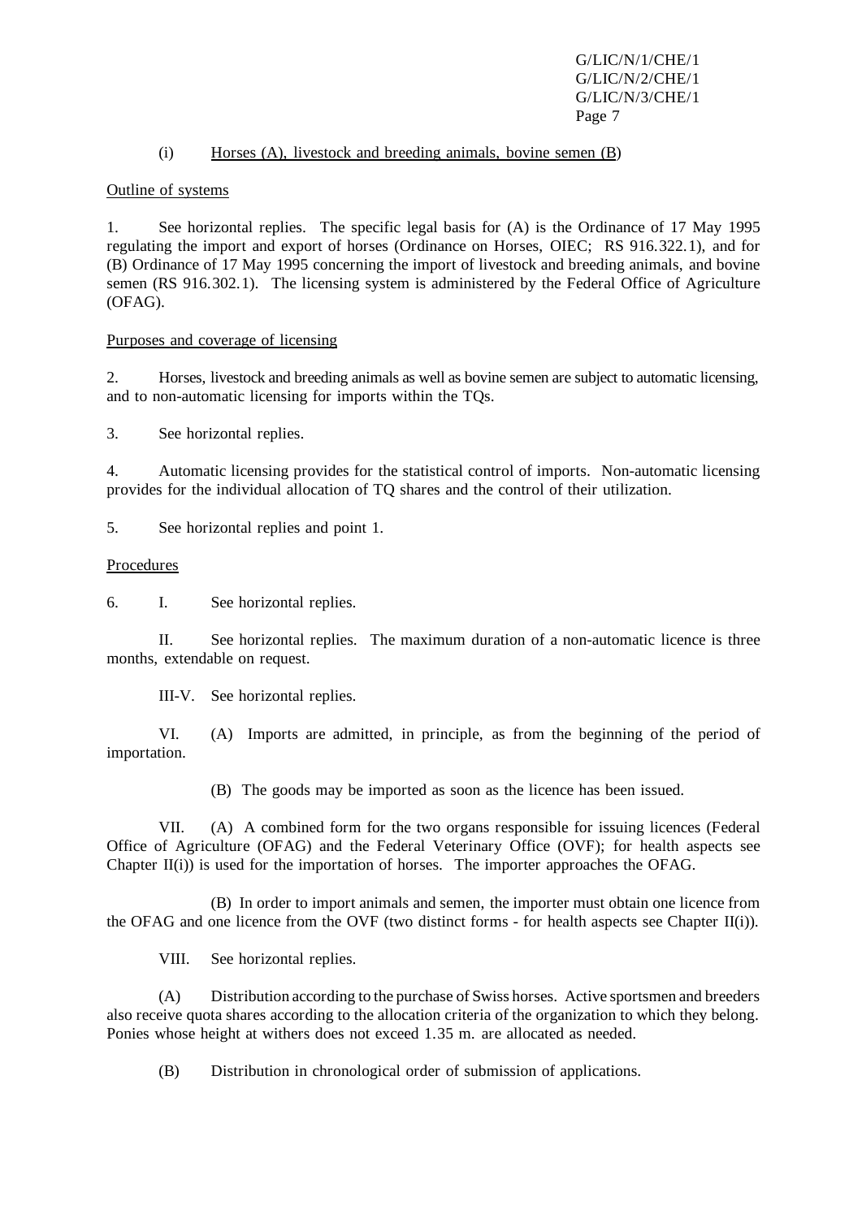(i) Horses (A), livestock and breeding animals, bovine semen (B)

Outline of systems

1. See horizontal replies. The specific legal basis for (A) is the Ordinance of 17 May 1995 regulating the import and export of horses (Ordinance on Horses, OIEC; RS 916.322.1), and for (B) Ordinance of 17 May 1995 concerning the import of livestock and breeding animals, and bovine semen (RS 916.302.1). The licensing system is administered by the Federal Office of Agriculture (OFAG).

Purposes and coverage of licensing

2. Horses, livestock and breeding animals as well as bovine semen are subject to automatic licensing, and to non-automatic licensing for imports within the TQs.

3. See horizontal replies.

4. Automatic licensing provides for the statistical control of imports. Non-automatic licensing provides for the individual allocation of TQ shares and the control of their utilization.

5. See horizontal replies and point 1.

Procedures

6. I. See horizontal replies.

II. See horizontal replies. The maximum duration of a non-automatic licence is three months, extendable on request.

III-V. See horizontal replies.

VI. (A) Imports are admitted, in principle, as from the beginning of the period of importation.

(B) The goods may be imported as soon as the licence has been issued.

VII. (A) A combined form for the two organs responsible for issuing licences (Federal Office of Agriculture (OFAG) and the Federal Veterinary Office (OVF); for health aspects see Chapter II(i)) is used for the importation of horses. The importer approaches the OFAG.

(B) In order to import animals and semen, the importer must obtain one licence from the OFAG and one licence from the OVF (two distinct forms - for health aspects see Chapter II(i)).

VIII. See horizontal replies.

(A) Distribution according to the purchase of Swiss horses. Active sportsmen and breeders also receive quota shares according to the allocation criteria of the organization to which they belong. Ponies whose height at withers does not exceed 1.35 m. are allocated as needed.

(B) Distribution in chronological order of submission of applications.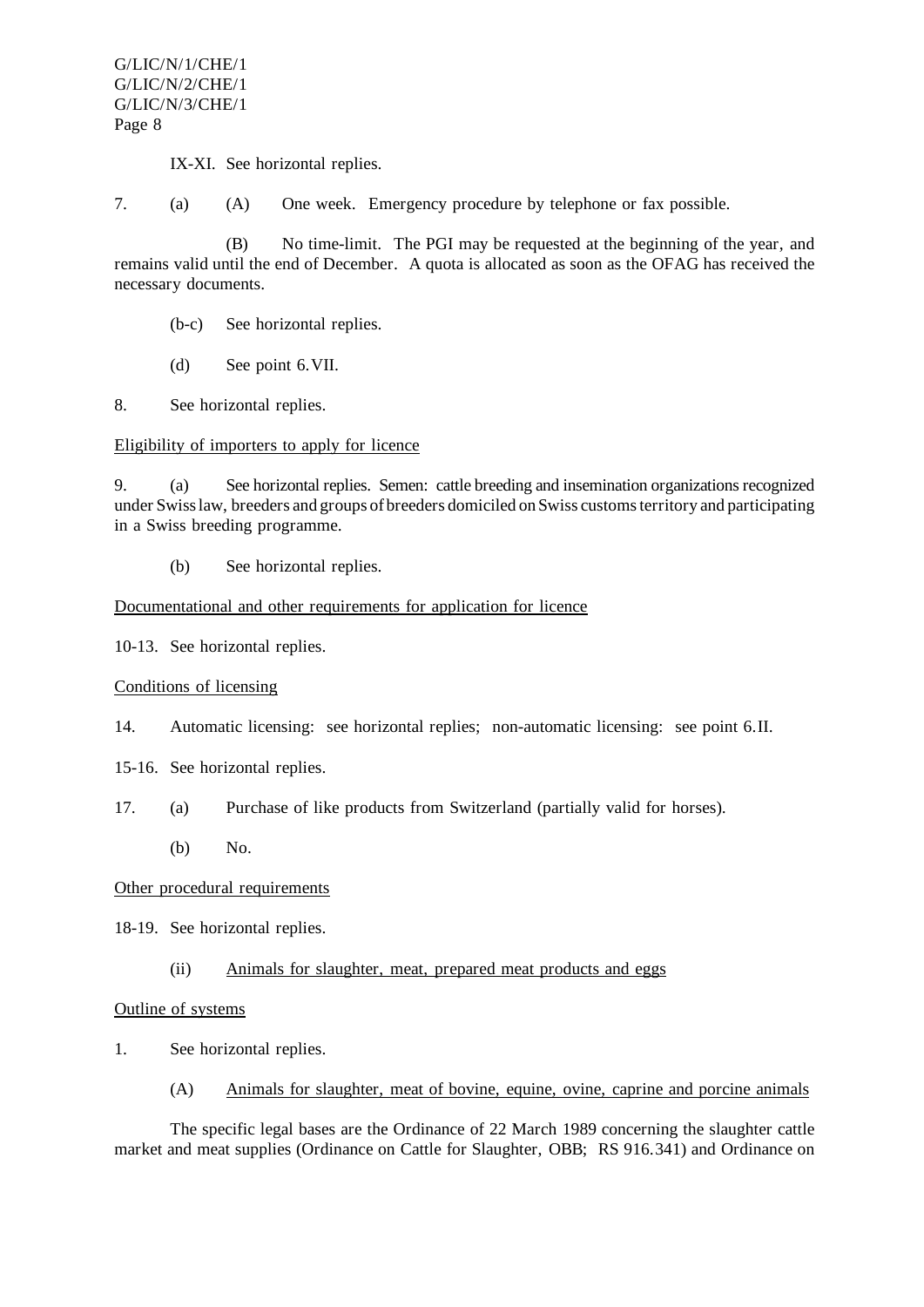IX-XI. See horizontal replies.

7. (a) (A) One week. Emergency procedure by telephone or fax possible.

(B) No time-limit. The PGI may be requested at the beginning of the year, and remains valid until the end of December. A quota is allocated as soon as the OFAG has received the necessary documents.

(b-c) See horizontal replies.

(d) See point 6.VII.

8. See horizontal replies.

Eligibility of importers to apply for licence

9. (a) See horizontal replies. Semen: cattle breeding and insemination organizations recognized under Swiss law, breeders and groups of breeders domiciled on Swiss customs territory and participating in a Swiss breeding programme.

(b) See horizontal replies.

Documentational and other requirements for application for licence

10-13. See horizontal replies.

Conditions of licensing

14. Automatic licensing: see horizontal replies; non-automatic licensing: see point 6.II.

15-16. See horizontal replies.

17. (a) Purchase of like products from Switzerland (partially valid for horses).

(b) No.

Other procedural requirements

18-19. See horizontal replies.

(ii) Animals for slaughter, meat, prepared meat products and eggs

Outline of systems

1. See horizontal replies.

(A) Animals for slaughter, meat of bovine, equine, ovine, caprine and porcine animals

The specific legal bases are the Ordinance of 22 March 1989 concerning the slaughter cattle market and meat supplies (Ordinance on Cattle for Slaughter, OBB; RS 916.341) and Ordinance on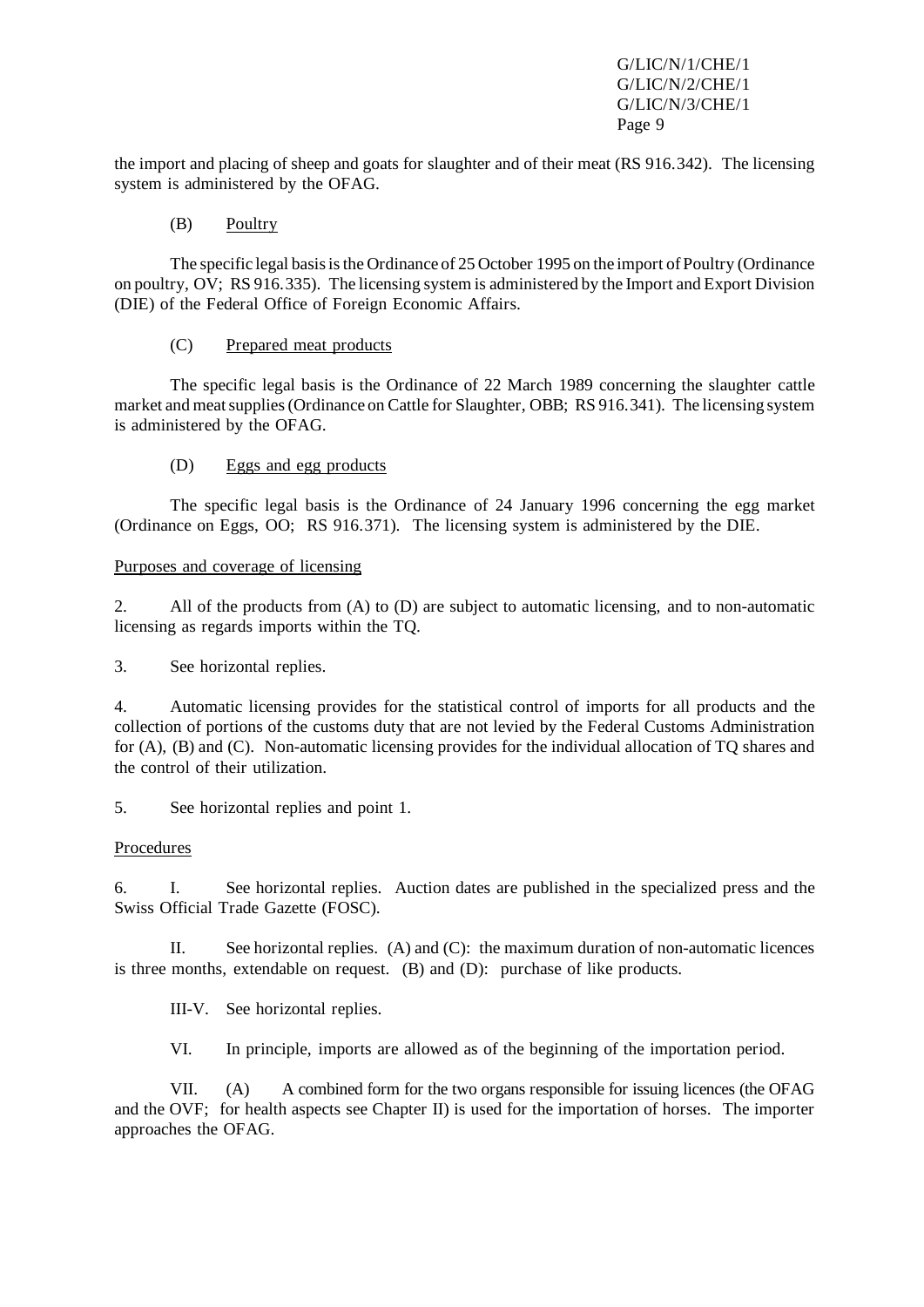the import and placing of sheep and goats for slaughter and of their meat (RS 916.342). The licensing system is administered by the OFAG.

(B) Poultry

The specific legal basis is the Ordinance of 25 October 1995 on the import of Poultry (Ordinance on poultry, OV; RS 916.335). The licensing system is administered by the Import and Export Division (DIE) of the Federal Office of Foreign Economic Affairs.

(C) Prepared meat products

The specific legal basis is the Ordinance of 22 March 1989 concerning the slaughter cattle market and meat supplies (Ordinance on Cattle for Slaughter, OBB; RS 916.341). The licensing system is administered by the OFAG.

(D) Eggs and egg products

The specific legal basis is the Ordinance of 24 January 1996 concerning the egg market (Ordinance on Eggs, OO; RS 916.371). The licensing system is administered by the DIE.

Purposes and coverage of licensing

2. All of the products from (A) to (D) are subject to automatic licensing, and to non-automatic licensing as regards imports within the TQ.

3. See horizontal replies.

4. Automatic licensing provides for the statistical control of imports for all products and the collection of portions of the customs duty that are not levied by the Federal Customs Administration for (A), (B) and (C). Non-automatic licensing provides for the individual allocation of TQ shares and the control of their utilization.

5. See horizontal replies and point 1.

Procedures

6. I. See horizontal replies. Auction dates are published in the specialized press and the Swiss Official Trade Gazette (FOSC).

II. See horizontal replies. (A) and (C): the maximum duration of non-automatic licences is three months, extendable on request. (B) and (D): purchase of like products.

III-V. See horizontal replies.

VI. In principle, imports are allowed as of the beginning of the importation period.

VII. (A) A combined form for the two organs responsible for issuing licences (the OFAG and the OVF; for health aspects see Chapter II) is used for the importation of horses. The importer approaches the OFAG.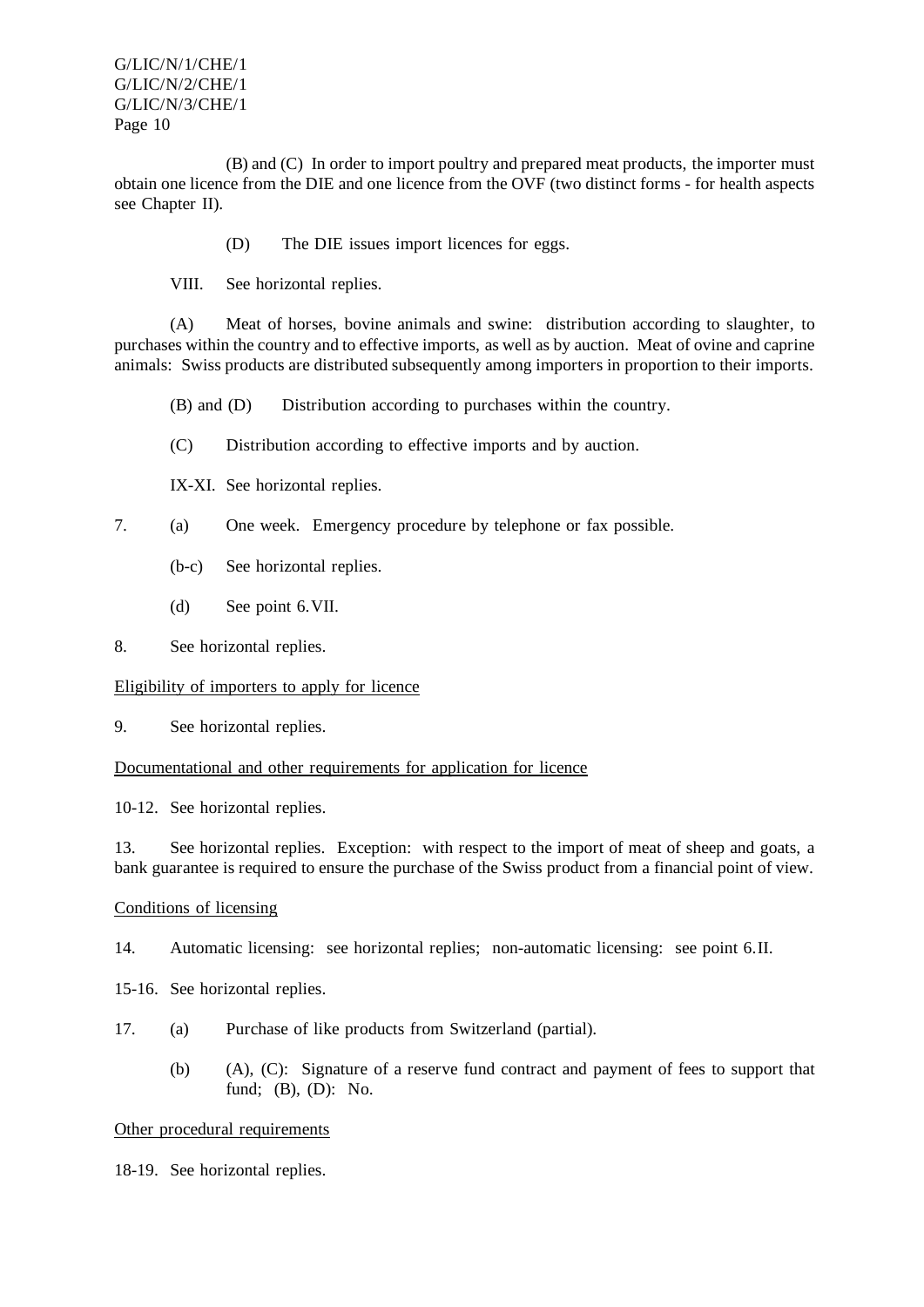(B) and (C) In order to import poultry and prepared meat products, the importer must obtain one licence from the DIE and one licence from the OVF (two distinct forms - for health aspects see Chapter II).

(D) The DIE issues import licences for eggs.

VIII. See horizontal replies.

(A) Meat of horses, bovine animals and swine: distribution according to slaughter, to purchases within the country and to effective imports, as well as by auction. Meat of ovine and caprine animals: Swiss products are distributed subsequently among importers in proportion to their imports.

(B) and (D) Distribution according to purchases within the country.

(C) Distribution according to effective imports and by auction.

IX-XI. See horizontal replies.

7. (a) One week. Emergency procedure by telephone or fax possible.

 (b-c) See horizontal replies.

 (d) See point 6.VII.

8. See horizontal replies.

Eligibility of importers to apply for licence

9. See horizontal replies.

Documentational and other requirements for application for licence

10-12. See horizontal replies.

13. See horizontal replies. Exception: with respect to the import of meat of sheep and goats, a bank guarantee is required to ensure the purchase of the Swiss product from a financial point of view.

Conditions of licensing

14. Automatic licensing: see horizontal replies; non-automatic licensing: see point 6.II.

15-16. See horizontal replies.

17. (a) Purchase of like products from Switzerland (partial).

 (b) (A), (C): Signature of a reserve fund contract and payment of fees to support that fund; (B), (D): No.

Other procedural requirements

18-19. See horizontal replies.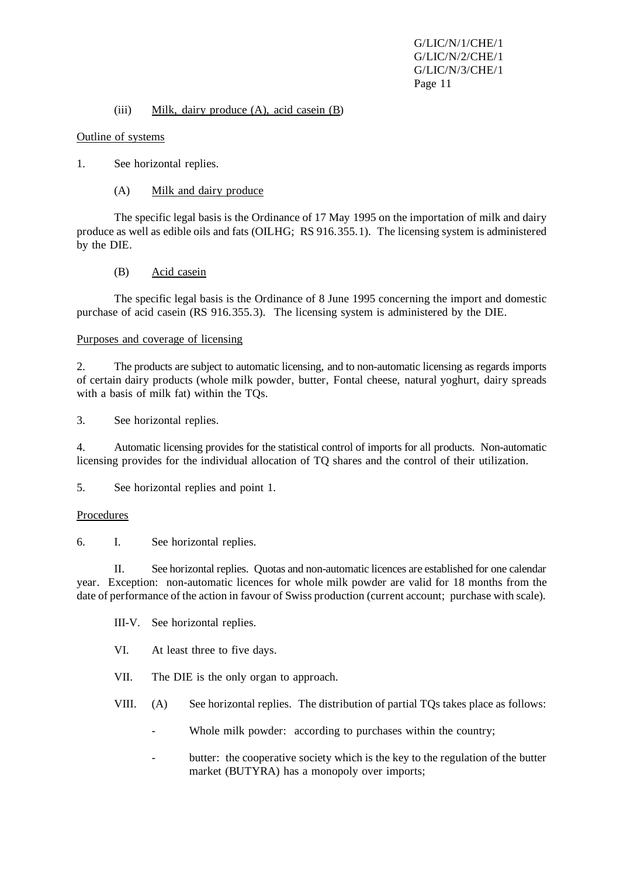(iii) Milk, dairy produce (A), acid casein (B)

Outline of systems

1. See horizontal replies.

(A) Milk and dairy produce

The specific legal basis is the Ordinance of 17 May 1995 on the importation of milk and dairy produce as well as edible oils and fats (OILHG; RS 916.355.1). The licensing system is administered by the DIE.

(B) Acid casein

The specific legal basis is the Ordinance of 8 June 1995 concerning the import and domestic purchase of acid casein (RS 916.355.3). The licensing system is administered by the DIE.

Purposes and coverage of licensing

2. The products are subject to automatic licensing, and to non-automatic licensing as regards imports of certain dairy products (whole milk powder, butter, Fontal cheese, natural yoghurt, dairy spreads with a basis of milk fat) within the TQs.

3. See horizontal replies.

4. Automatic licensing provides for the statistical control of imports for all products. Non-automatic licensing provides for the individual allocation of TQ shares and the control of their utilization.

5. See horizontal replies and point 1.

Procedures

6. I. See horizontal replies.

II. See horizontal replies. Quotas and non-automatic licences are established for one calendar year. Exception: non-automatic licences for whole milk powder are valid for 18 months from the date of performance of the action in favour of Swiss production (current account; purchase with scale).

III-V. See horizontal replies.

VI. At least three to five days.

VII. The DIE is the only organ to approach.

VIII. (A) See horizontal replies. The distribution of partial TQs takes place as follows:

- Whole milk powder: according to purchases within the country;
- butter: the cooperative society which is the key to the regulation of the butter market (BUTYRA) has a monopoly over imports;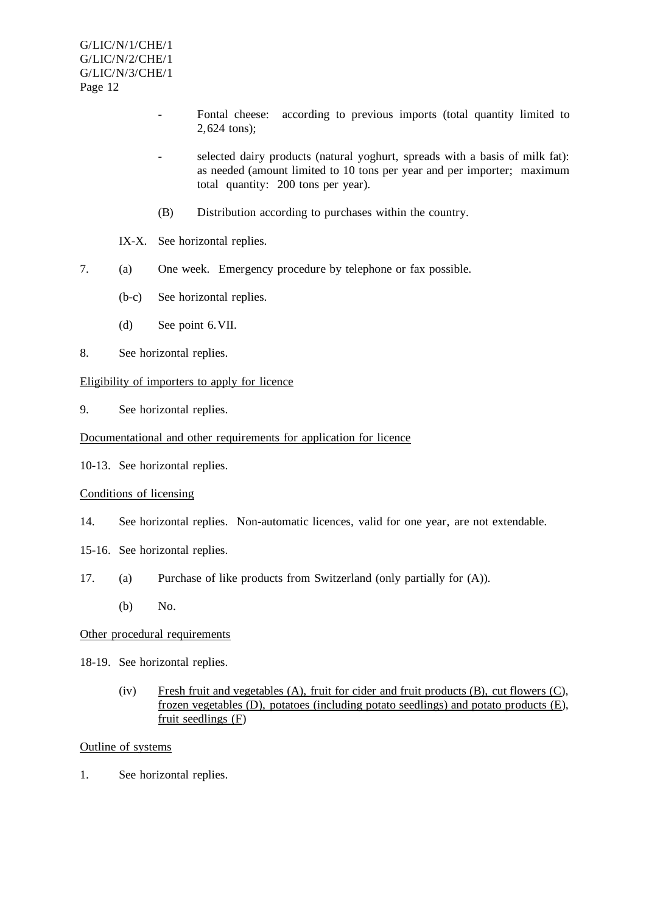- Fontal cheese: according to previous imports (total quantity limited to 2,624 tons);

- selected dairy products (natural yoghurt, spreads with a basis of milk fat): as needed (amount limited to 10 tons per year and per importer; maximum total quantity: 200 tons per year).

(B) Distribution according to purchases within the country.

IX-X. See horizontal replies.

7. (a) One week. Emergency procedure by telephone or fax possible.

   (b-c) See horizontal replies.

   (d) See point 6.VII.

8. See horizontal replies.

Eligibility of importers to apply for licence

9. See horizontal replies.

Documentational and other requirements for application for licence

10-13. See horizontal replies.

Conditions of licensing

14. See horizontal replies. Non-automatic licences, valid for one year, are not extendable.

15-16. See horizontal replies.

17. (a) Purchase of like products from Switzerland (only partially for (A)).

   (b) No.

Other procedural requirements

18-19. See horizontal replies.

(iv) Fresh fruit and vegetables (A), fruit for cider and fruit products (B), cut flowers (C), frozen vegetables (D), potatoes (including potato seedlings) and potato products (E), fruit seedlings (F)

Outline of systems

1. See horizontal replies.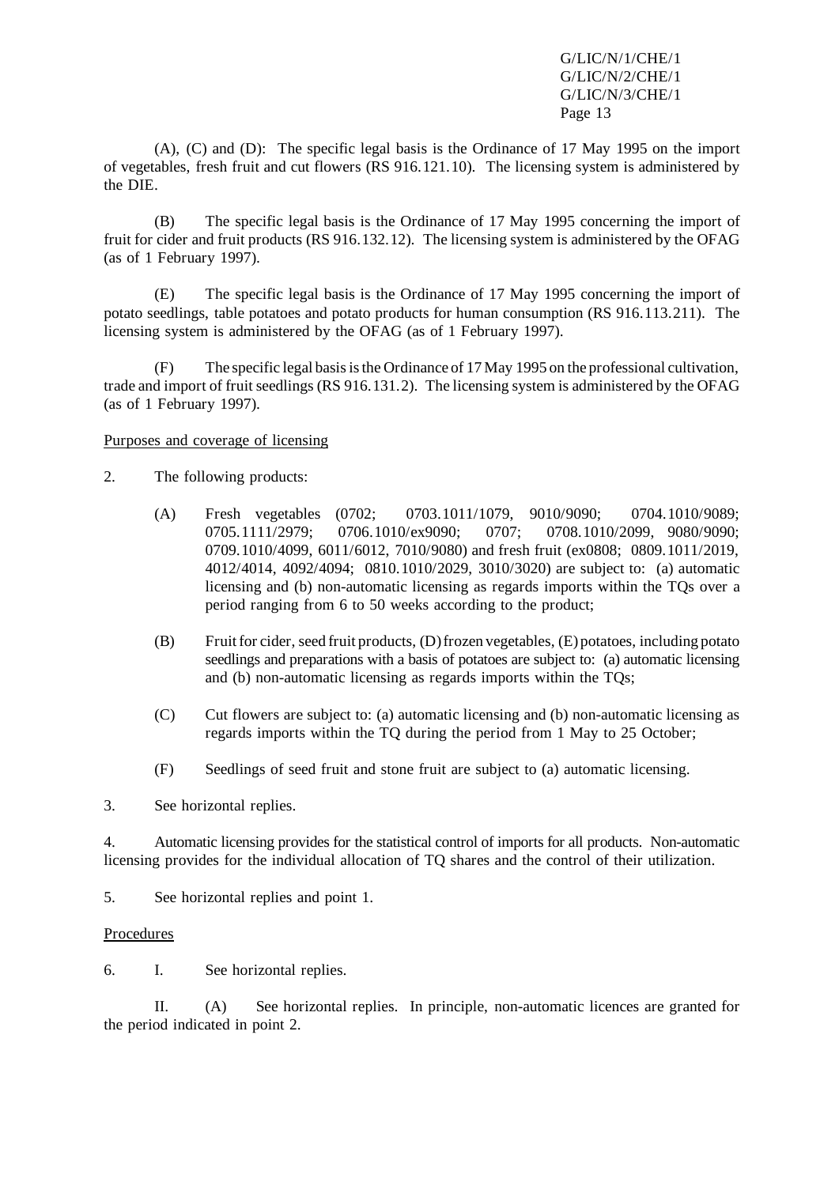(A), (C) and (D): The specific legal basis is the Ordinance of 17 May 1995 on the import of vegetables, fresh fruit and cut flowers (RS 916.121.10). The licensing system is administered by the DIE.

(B) The specific legal basis is the Ordinance of 17 May 1995 concerning the import of fruit for cider and fruit products (RS 916.132.12). The licensing system is administered by the OFAG (as of 1 February 1997).

(E) The specific legal basis is the Ordinance of 17 May 1995 concerning the import of potato seedlings, table potatoes and potato products for human consumption (RS 916.113.211). The licensing system is administered by the OFAG (as of 1 February 1997).

(F) The specific legal basis is the Ordinance of 17 May 1995 on the professional cultivation, trade and import of fruit seedlings (RS 916.131.2). The licensing system is administered by the OFAG (as of 1 February 1997).

Purposes and coverage of licensing

2. The following products:

(A) Fresh vegetables (0702; 0703.1011/1079, 9010/9090; 0704.1010/9089; 0705.1111/2979; 0706.1010/ex9090; 0707; 0708.1010/2099, 9080/9090; 0709.1010/4099, 6011/6012, 7010/9080) and fresh fruit (ex0808; 0809.1011/2019, 4012/4014, 4092/4094; 0810.1010/2029, 3010/3020) are subject to: (a) automatic licensing and (b) non-automatic licensing as regards imports within the TQs over a period ranging from 6 to 50 weeks according to the product;

(B) Fruit for cider, seed fruit products, (D) frozen vegetables, (E) potatoes, including potato seedlings and preparations with a basis of potatoes are subject to: (a) automatic licensing and (b) non-automatic licensing as regards imports within the TQs;

(C) Cut flowers are subject to: (a) automatic licensing and (b) non-automatic licensing as regards imports within the TQ during the period from 1 May to 25 October;

(F) Seedlings of seed fruit and stone fruit are subject to (a) automatic licensing.

3. See horizontal replies.

4. Automatic licensing provides for the statistical control of imports for all products. Non-automatic licensing provides for the individual allocation of TQ shares and the control of their utilization.

5. See horizontal replies and point 1.

Procedures

6. I. See horizontal replies.

II. (A) See horizontal replies. In principle, non-automatic licences are granted for the period indicated in point 2.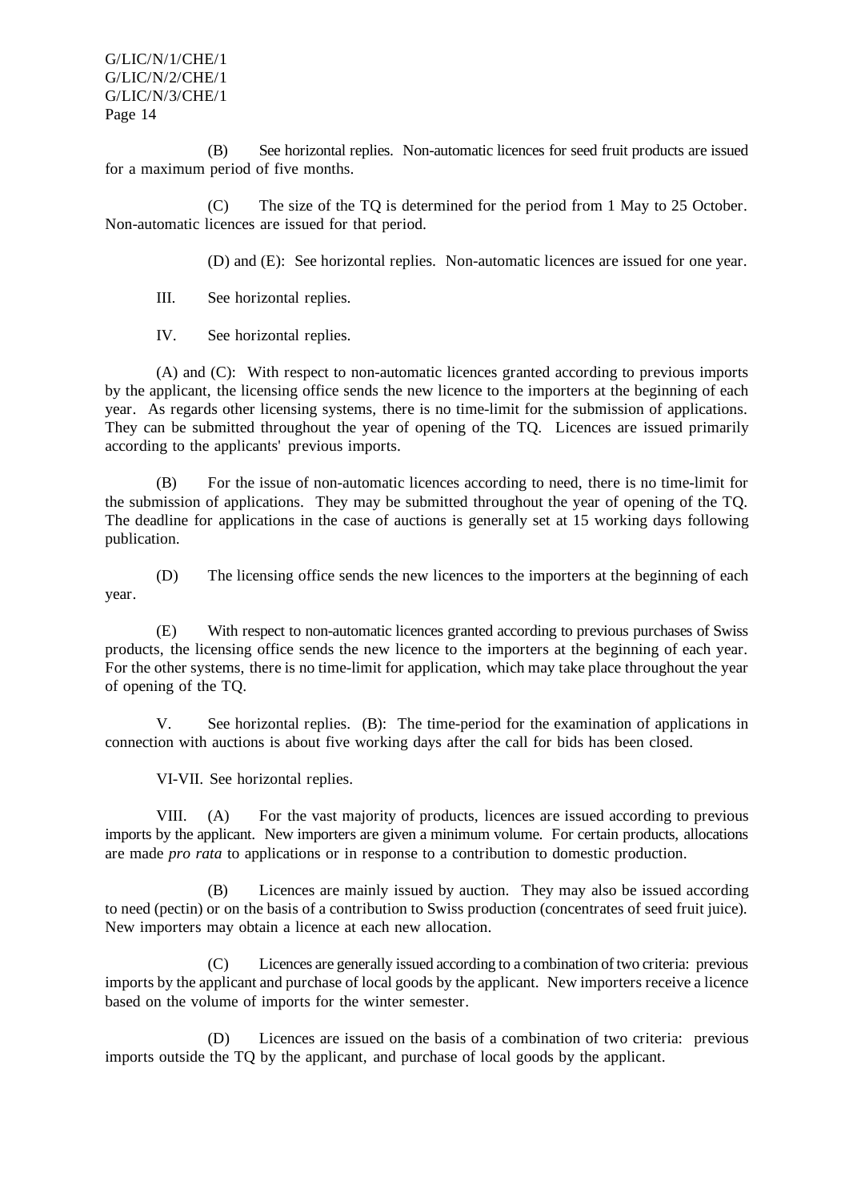(B) See horizontal replies. Non-automatic licences for seed fruit products are issued for a maximum period of five months.

(C) The size of the TQ is determined for the period from 1 May to 25 October. Non-automatic licences are issued for that period.

(D) and (E): See horizontal replies. Non-automatic licences are issued for one year.

III. See horizontal replies.

IV. See horizontal replies.

(A) and (C): With respect to non-automatic licences granted according to previous imports by the applicant, the licensing office sends the new licence to the importers at the beginning of each year. As regards other licensing systems, there is no time-limit for the submission of applications. They can be submitted throughout the year of opening of the TQ. Licences are issued primarily according to the applicants' previous imports.

(B) For the issue of non-automatic licences according to need, there is no time-limit for the submission of applications. They may be submitted throughout the year of opening of the TQ. The deadline for applications in the case of auctions is generally set at 15 working days following publication.

(D) The licensing office sends the new licences to the importers at the beginning of each year.

(E) With respect to non-automatic licences granted according to previous purchases of Swiss products, the licensing office sends the new licence to the importers at the beginning of each year. For the other systems, there is no time-limit for application, which may take place throughout the year of opening of the TQ.

V. See horizontal replies. (B): The time-period for the examination of applications in connection with auctions is about five working days after the call for bids has been closed.

VI-VII. See horizontal replies.

VIII. (A) For the vast majority of products, licences are issued according to previous imports by the applicant. New importers are given a minimum volume. For certain products, allocations are made *pro rata* to applications or in response to a contribution to domestic production.

(B) Licences are mainly issued by auction. They may also be issued according to need (pectin) or on the basis of a contribution to Swiss production (concentrates of seed fruit juice). New importers may obtain a licence at each new allocation.

(C) Licences are generally issued according to a combination of two criteria: previous imports by the applicant and purchase of local goods by the applicant. New importers receive a licence based on the volume of imports for the winter semester.

(D) Licences are issued on the basis of a combination of two criteria: previous imports outside the TQ by the applicant, and purchase of local goods by the applicant.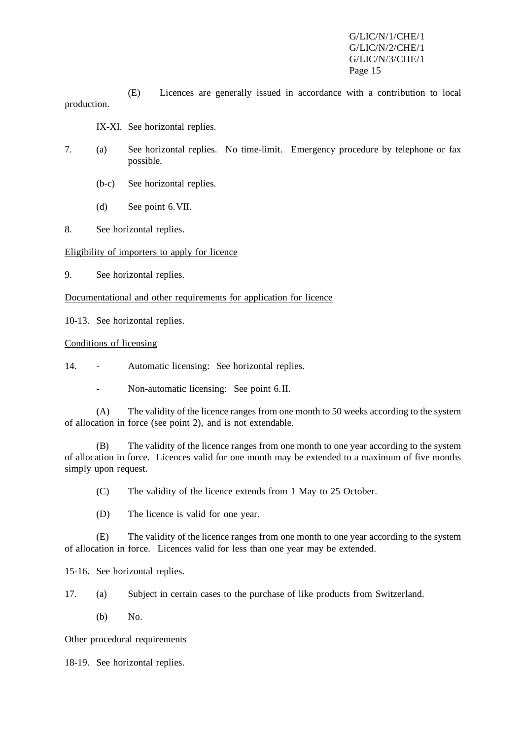(E) Licences are generally issued in accordance with a contribution to local production.

IX-XI. See horizontal replies.

7. (a) See horizontal replies. No time-limit. Emergency procedure by telephone or fax possible.

   (b-c) See horizontal replies.

   (d) See point 6.VII.

8. See horizontal replies.

<u>Eligibility of importers to apply for licence</u>

9. See horizontal replies.

<u>Documentational and other requirements for application for licence</u>

10-13. See horizontal replies.

<u>Conditions of licensing</u>

14. - Automatic licensing: See horizontal replies.

    - Non-automatic licensing: See point 6.II.

(A) The validity of the licence ranges from one month to 50 weeks according to the system of allocation in force (see point 2), and is not extendable.

(B) The validity of the licence ranges from one month to one year according to the system of allocation in force. Licences valid for one month may be extended to a maximum of five months simply upon request.

(C) The validity of the licence extends from 1 May to 25 October.

(D) The licence is valid for one year.

(E) The validity of the licence ranges from one month to one year according to the system of allocation in force. Licences valid for less than one year may be extended.

15-16. See horizontal replies.

17. (a) Subject in certain cases to the purchase of like products from Switzerland.

    (b) No.

<u>Other procedural requirements</u>

18-19. See horizontal replies.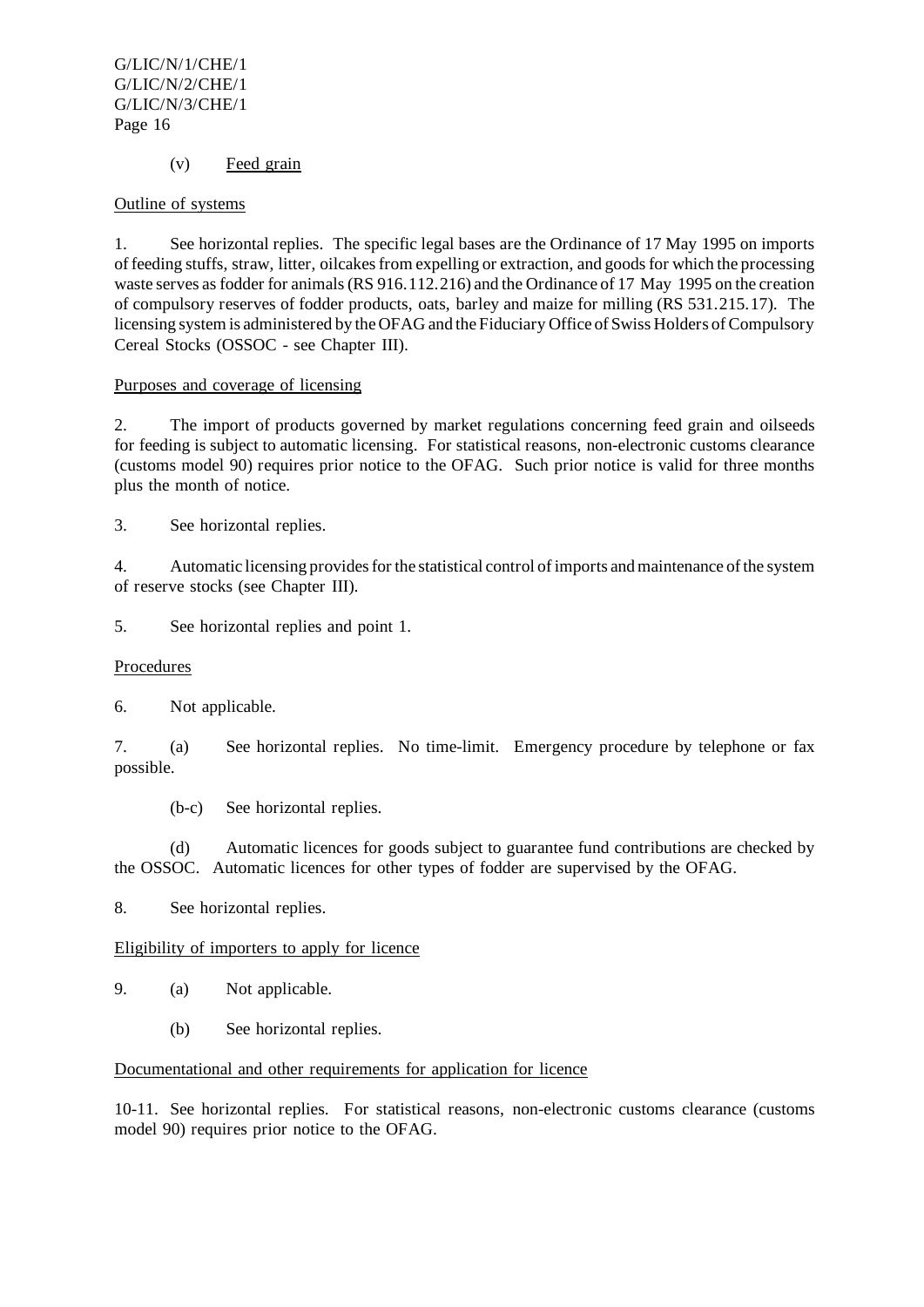(v) Feed grain

Outline of systems

1. See horizontal replies. The specific legal bases are the Ordinance of 17 May 1995 on imports of feeding stuffs, straw, litter, oilcakes from expelling or extraction, and goods for which the processing waste serves as fodder for animals (RS 916.112.216) and the Ordinance of 17 May 1995 on the creation of compulsory reserves of fodder products, oats, barley and maize for milling (RS 531.215.17). The licensing system is administered by the OFAG and the Fiduciary Office of Swiss Holders of Compulsory Cereal Stocks (OSSOC - see Chapter III).

Purposes and coverage of licensing

2. The import of products governed by market regulations concerning feed grain and oilseeds for feeding is subject to automatic licensing. For statistical reasons, non-electronic customs clearance (customs model 90) requires prior notice to the OFAG. Such prior notice is valid for three months plus the month of notice.

3. See horizontal replies.

4. Automatic licensing provides for the statistical control of imports and maintenance of the system of reserve stocks (see Chapter III).

5. See horizontal replies and point 1.

Procedures

6. Not applicable.

7. (a) See horizontal replies. No time-limit. Emergency procedure by telephone or fax possible.

(b-c) See horizontal replies.

(d) Automatic licences for goods subject to guarantee fund contributions are checked by the OSSOC. Automatic licences for other types of fodder are supervised by the OFAG.

8. See horizontal replies.

Eligibility of importers to apply for licence

9. (a) Not applicable.

(b) See horizontal replies.

Documentational and other requirements for application for licence

10-11. See horizontal replies. For statistical reasons, non-electronic customs clearance (customs model 90) requires prior notice to the OFAG.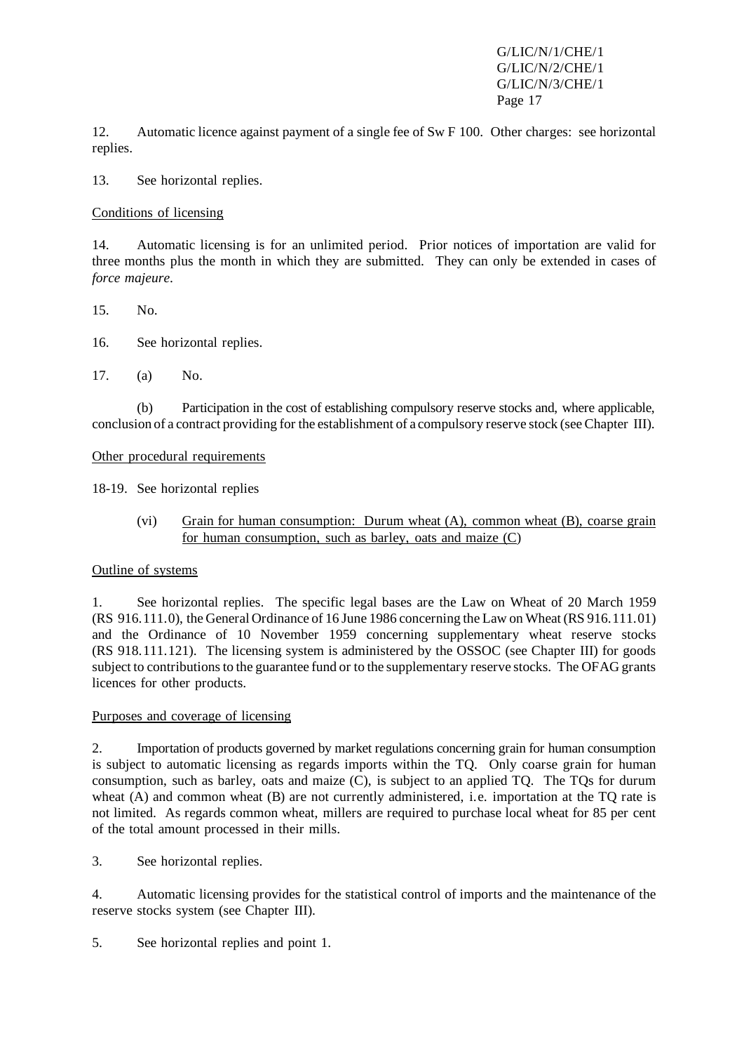12. Automatic licence against payment of a single fee of Sw F 100. Other charges: see horizontal replies.

13. See horizontal replies.

Conditions of licensing

14. Automatic licensing is for an unlimited period. Prior notices of importation are valid for three months plus the month in which they are submitted. They can only be extended in cases of *force majeure*.

15. No.

16. See horizontal replies.

17. (a) No.

(b) Participation in the cost of establishing compulsory reserve stocks and, where applicable, conclusion of a contract providing for the establishment of a compulsory reserve stock (see Chapter III).

Other procedural requirements

18-19. See horizontal replies

(vi) Grain for human consumption: Durum wheat (A), common wheat (B), coarse grain for human consumption, such as barley, oats and maize (C)

Outline of systems

1. See horizontal replies. The specific legal bases are the Law on Wheat of 20 March 1959 (RS 916.111.0), the General Ordinance of 16 June 1986 concerning the Law on Wheat (RS 916.111.01) and the Ordinance of 10 November 1959 concerning supplementary wheat reserve stocks (RS 918.111.121). The licensing system is administered by the OSSOC (see Chapter III) for goods subject to contributions to the guarantee fund or to the supplementary reserve stocks. The OFAG grants licences for other products.

Purposes and coverage of licensing

2. Importation of products governed by market regulations concerning grain for human consumption is subject to automatic licensing as regards imports within the TQ. Only coarse grain for human consumption, such as barley, oats and maize (C), is subject to an applied TQ. The TQs for durum wheat (A) and common wheat (B) are not currently administered, i.e. importation at the TQ rate is not limited. As regards common wheat, millers are required to purchase local wheat for 85 per cent of the total amount processed in their mills.

3. See horizontal replies.

4. Automatic licensing provides for the statistical control of imports and the maintenance of the reserve stocks system (see Chapter III).

5. See horizontal replies and point 1.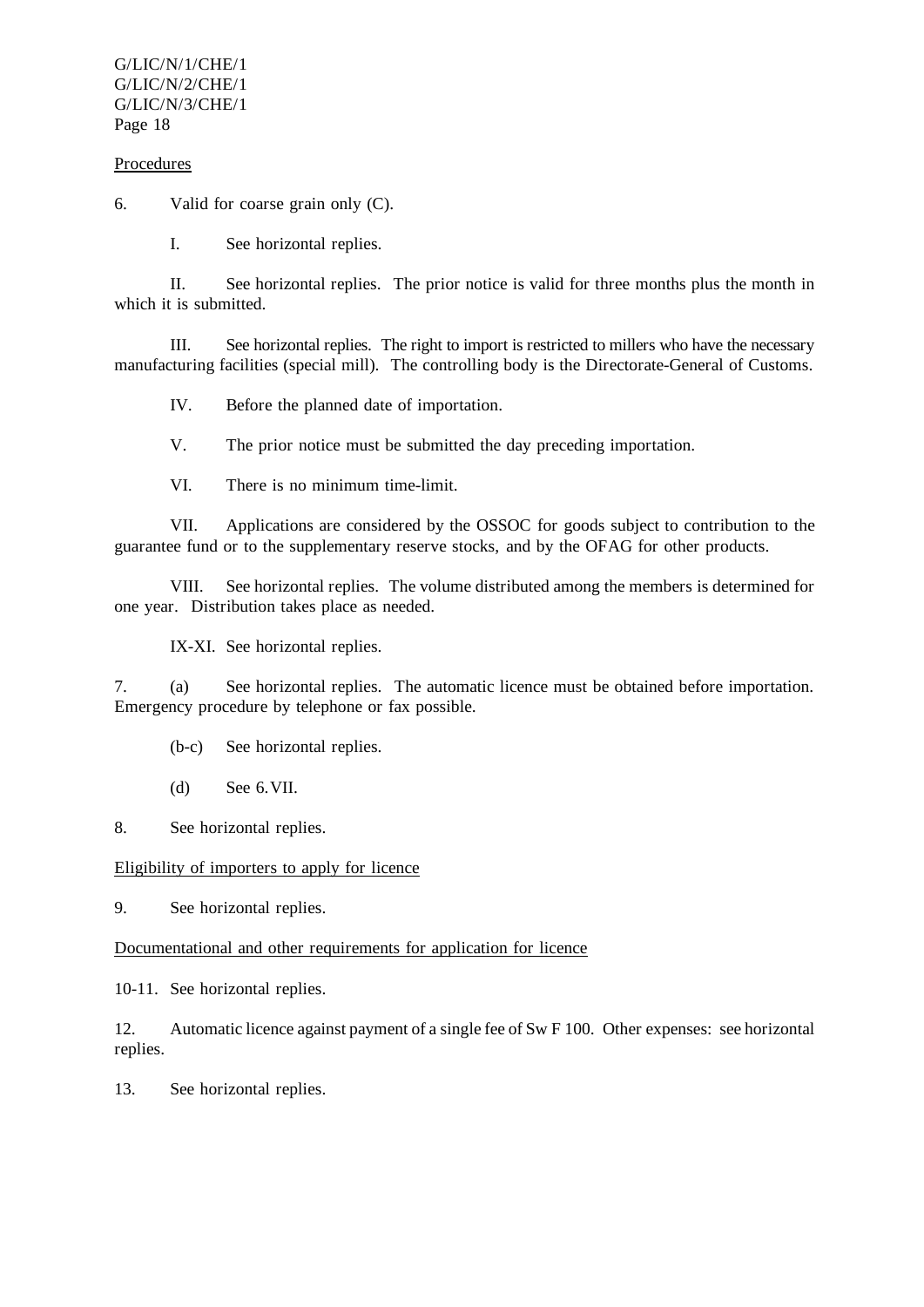Procedures

6. Valid for coarse grain only (C).

   I. See horizontal replies.

   II. See horizontal replies. The prior notice is valid for three months plus the month in which it is submitted.

   III. See horizontal replies. The right to import is restricted to millers who have the necessary manufacturing facilities (special mill). The controlling body is the Directorate-General of Customs.

   IV. Before the planned date of importation.

   V. The prior notice must be submitted the day preceding importation.

   VI. There is no minimum time-limit.

   VII. Applications are considered by the OSSOC for goods subject to contribution to the guarantee fund or to the supplementary reserve stocks, and by the OFAG for other products.

   VIII. See horizontal replies. The volume distributed among the members is determined for one year. Distribution takes place as needed.

   IX-XI. See horizontal replies.

7. (a) See horizontal replies. The automatic licence must be obtained before importation. Emergency procedure by telephone or fax possible.

   (b-c) See horizontal replies.

   (d) See 6.VII.

8. See horizontal replies.

Eligibility of importers to apply for licence

9. See horizontal replies.

Documentational and other requirements for application for licence

10-11. See horizontal replies.

12. Automatic licence against payment of a single fee of Sw F 100. Other expenses: see horizontal replies.

13. See horizontal replies.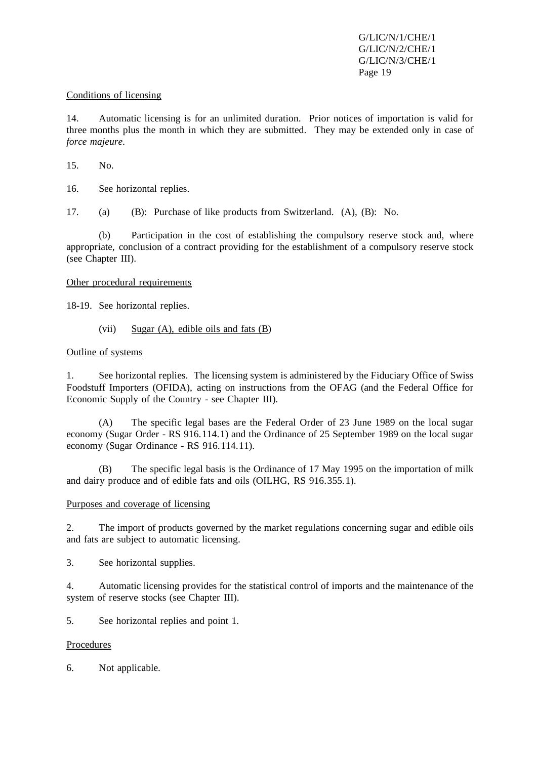Conditions of licensing

14. Automatic licensing is for an unlimited duration. Prior notices of importation is valid for three months plus the month in which they are submitted. They may be extended only in case of *force majeure*.

15. No.

16. See horizontal replies.

17. (a) (B): Purchase of like products from Switzerland. (A), (B): No.

(b) Participation in the cost of establishing the compulsory reserve stock and, where appropriate, conclusion of a contract providing for the establishment of a compulsory reserve stock (see Chapter III).

Other procedural requirements

18-19. See horizontal replies.

(vii) Sugar (A), edible oils and fats (B)

Outline of systems

1. See horizontal replies. The licensing system is administered by the Fiduciary Office of Swiss Foodstuff Importers (OFIDA), acting on instructions from the OFAG (and the Federal Office for Economic Supply of the Country - see Chapter III).

(A) The specific legal bases are the Federal Order of 23 June 1989 on the local sugar economy (Sugar Order - RS 916.114.1) and the Ordinance of 25 September 1989 on the local sugar economy (Sugar Ordinance - RS 916.114.11).

(B) The specific legal basis is the Ordinance of 17 May 1995 on the importation of milk and dairy produce and of edible fats and oils (OILHG, RS 916.355.1).

Purposes and coverage of licensing

2. The import of products governed by the market regulations concerning sugar and edible oils and fats are subject to automatic licensing.

3. See horizontal supplies.

4. Automatic licensing provides for the statistical control of imports and the maintenance of the system of reserve stocks (see Chapter III).

5. See horizontal replies and point 1.

Procedures

6. Not applicable.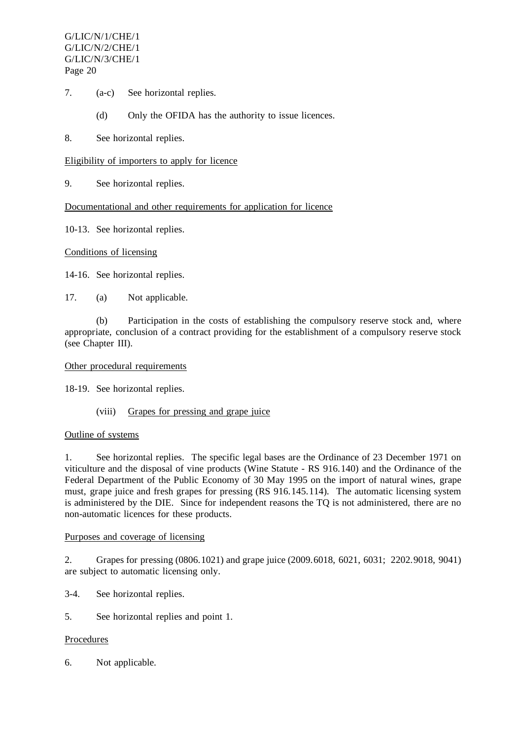7. (a-c) See horizontal replies.

   (d) Only the OFIDA has the authority to issue licences.

8. See horizontal replies.

Eligibility of importers to apply for licence

9. See horizontal replies.

Documentational and other requirements for application for licence

10-13. See horizontal replies.

Conditions of licensing

14-16. See horizontal replies.

17. (a) Not applicable.

    (b) Participation in the costs of establishing the compulsory reserve stock and, where appropriate, conclusion of a contract providing for the establishment of a compulsory reserve stock (see Chapter III).

Other procedural requirements

18-19. See horizontal replies.

(viii) Grapes for pressing and grape juice

Outline of systems

1. See horizontal replies. The specific legal bases are the Ordinance of 23 December 1971 on viticulture and the disposal of vine products (Wine Statute - RS 916.140) and the Ordinance of the Federal Department of the Public Economy of 30 May 1995 on the import of natural wines, grape must, grape juice and fresh grapes for pressing (RS 916.145.114). The automatic licensing system is administered by the DIE. Since for independent reasons the TQ is not administered, there are no non-automatic licences for these products.

Purposes and coverage of licensing

2. Grapes for pressing (0806.1021) and grape juice (2009.6018, 6021, 6031; 2202.9018, 9041) are subject to automatic licensing only.

3-4. See horizontal replies.

5. See horizontal replies and point 1.

Procedures

6. Not applicable.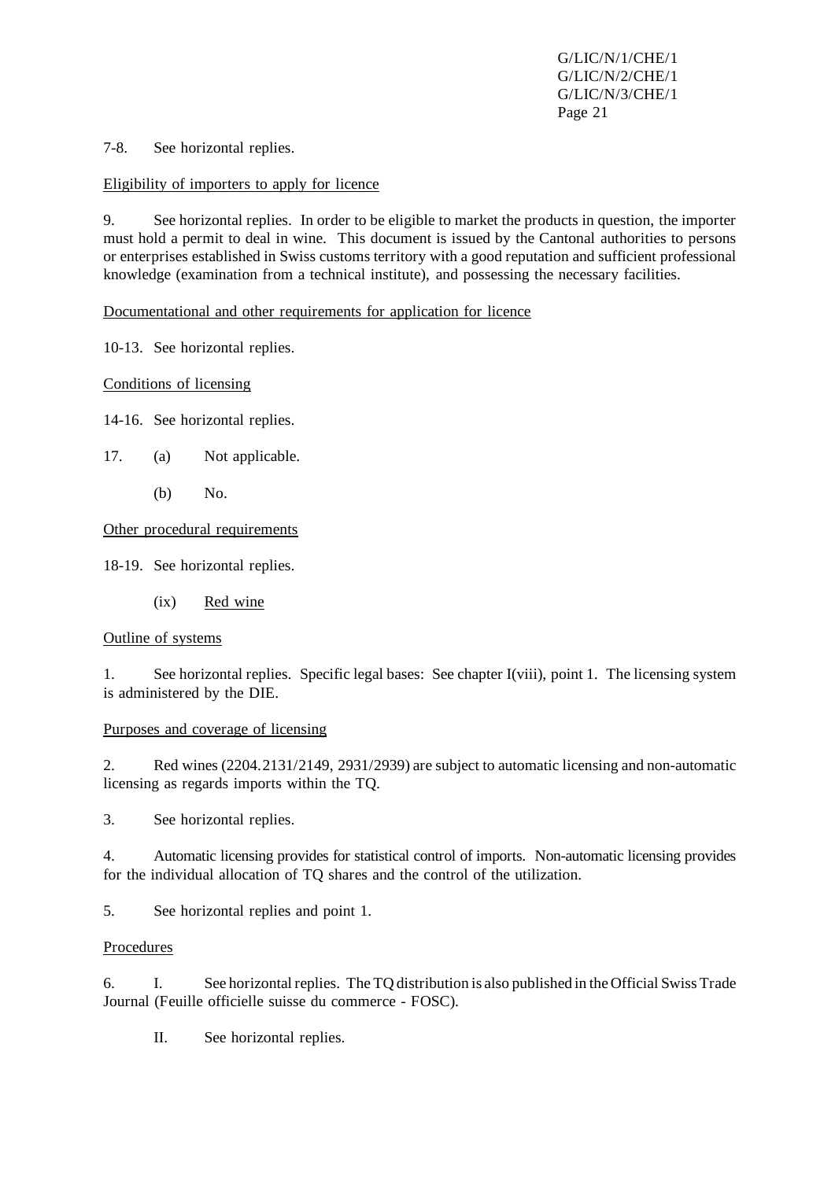7-8. See horizontal replies.

<u>Eligibility of importers to apply for licence</u>

9. See horizontal replies. In order to be eligible to market the products in question, the importer must hold a permit to deal in wine. This document is issued by the Cantonal authorities to persons or enterprises established in Swiss customs territory with a good reputation and sufficient professional knowledge (examination from a technical institute), and possessing the necessary facilities.

<u>Documentational and other requirements for application for licence</u>

10-13. See horizontal replies.

<u>Conditions of licensing</u>

14-16. See horizontal replies.

17. (a) Not applicable.

 (b) No.

<u>Other procedural requirements</u>

18-19. See horizontal replies.

(ix) <u>Red wine</u>

<u>Outline of systems</u>

1. See horizontal replies. Specific legal bases: See chapter I(viii), point 1. The licensing system is administered by the DIE.

<u>Purposes and coverage of licensing</u>

2. Red wines (2204.2131/2149, 2931/2939) are subject to automatic licensing and non-automatic licensing as regards imports within the TQ.

3. See horizontal replies.

4. Automatic licensing provides for statistical control of imports. Non-automatic licensing provides for the individual allocation of TQ shares and the control of the utilization.

5. See horizontal replies and point 1.

<u>Procedures</u>

6. I. See horizontal replies. The TQ distribution is also published in the Official Swiss Trade Journal (Feuille officielle suisse du commerce - FOSC).

 II. See horizontal replies.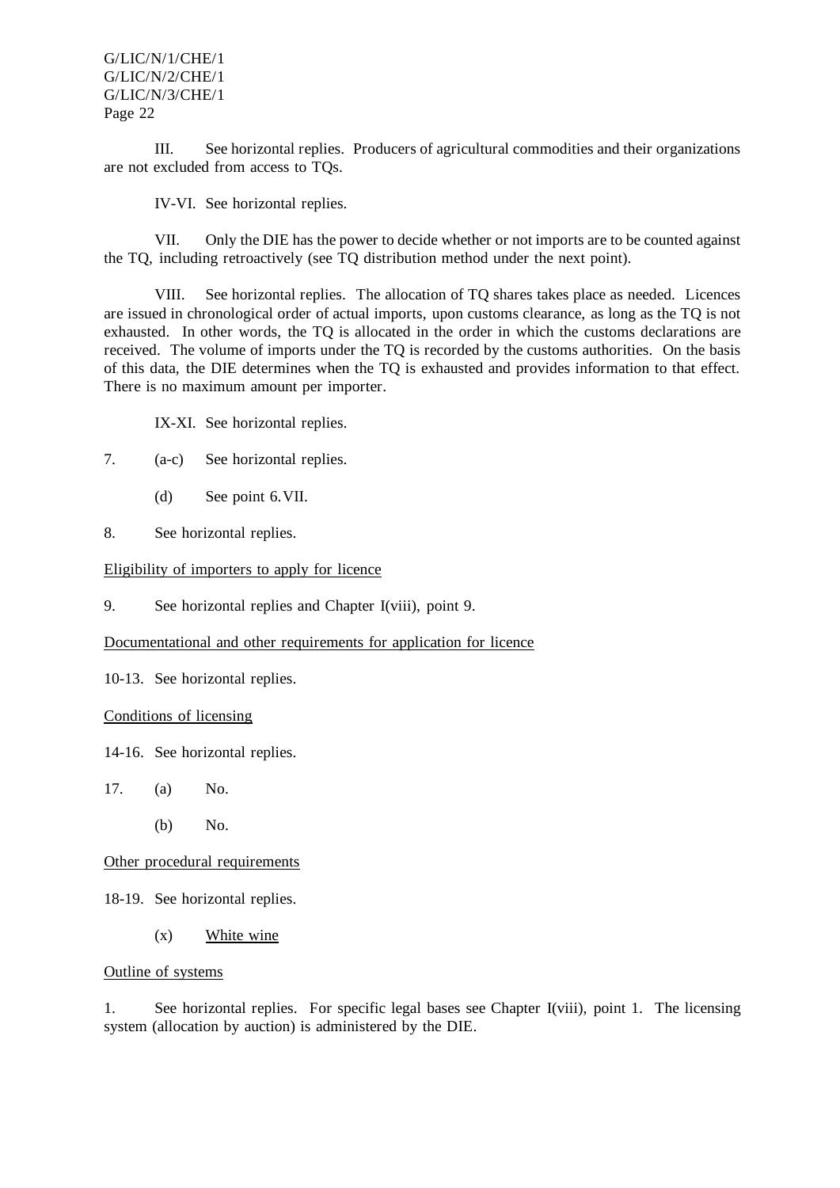III. See horizontal replies. Producers of agricultural commodities and their organizations are not excluded from access to TQs.

IV-VI. See horizontal replies.

VII. Only the DIE has the power to decide whether or not imports are to be counted against the TQ, including retroactively (see TQ distribution method under the next point).

VIII. See horizontal replies. The allocation of TQ shares takes place as needed. Licences are issued in chronological order of actual imports, upon customs clearance, as long as the TQ is not exhausted. In other words, the TQ is allocated in the order in which the customs declarations are received. The volume of imports under the TQ is recorded by the customs authorities. On the basis of this data, the DIE determines when the TQ is exhausted and provides information to that effect. There is no maximum amount per importer.

IX-XI. See horizontal replies.

7. (a-c) See horizontal replies.

   (d) See point 6.VII.

8. See horizontal replies.

<u>Eligibility of importers to apply for licence</u>

9. See horizontal replies and Chapter I(viii), point 9.

<u>Documentational and other requirements for application for licence</u>

10-13. See horizontal replies.

<u>Conditions of licensing</u>

14-16. See horizontal replies.

17. (a) No.

    (b) No.

<u>Other procedural requirements</u>

18-19. See horizontal replies.

### (x) <u>White wine</u>

<u>Outline of systems</u>

1. See horizontal replies. For specific legal bases see Chapter I(viii), point 1. The licensing system (allocation by auction) is administered by the DIE.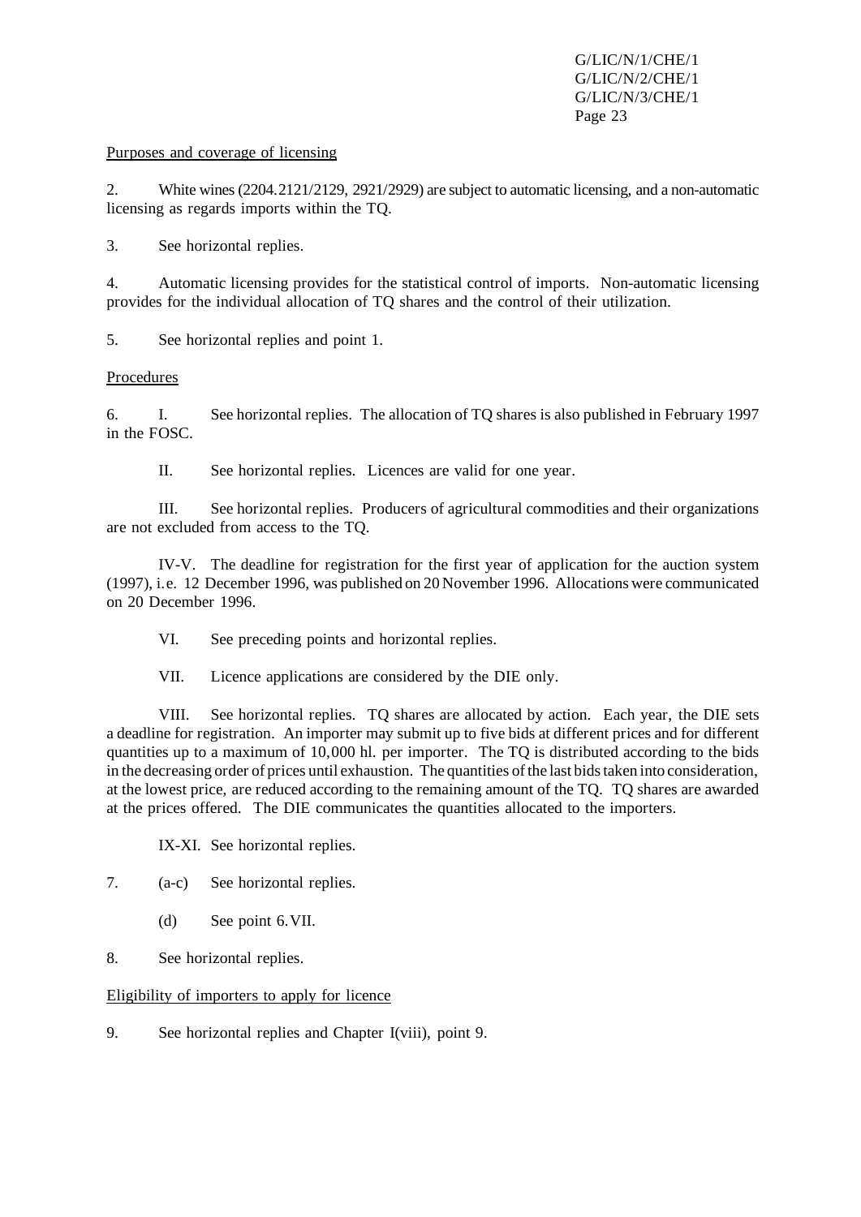Purposes and coverage of licensing

2. White wines (2204.2121/2129, 2921/2929) are subject to automatic licensing, and a non-automatic licensing as regards imports within the TQ.

3. See horizontal replies.

4. Automatic licensing provides for the statistical control of imports. Non-automatic licensing provides for the individual allocation of TQ shares and the control of their utilization.

5. See horizontal replies and point 1.

Procedures

6. I. See horizontal replies. The allocation of TQ shares is also published in February 1997 in the FOSC.

II. See horizontal replies. Licences are valid for one year.

III. See horizontal replies. Producers of agricultural commodities and their organizations are not excluded from access to the TQ.

IV-V. The deadline for registration for the first year of application for the auction system (1997), i.e. 12 December 1996, was published on 20 November 1996. Allocations were communicated on 20 December 1996.

VI. See preceding points and horizontal replies.

VII. Licence applications are considered by the DIE only.

VIII. See horizontal replies. TQ shares are allocated by action. Each year, the DIE sets a deadline for registration. An importer may submit up to five bids at different prices and for different quantities up to a maximum of 10,000 hl. per importer. The TQ is distributed according to the bids in the decreasing order of prices until exhaustion. The quantities of the last bids taken into consideration, at the lowest price, are reduced according to the remaining amount of the TQ. TQ shares are awarded at the prices offered. The DIE communicates the quantities allocated to the importers.

IX-XI. See horizontal replies.

7. (a-c) See horizontal replies.

(d) See point 6.VII.

8. See horizontal replies.

Eligibility of importers to apply for licence

9. See horizontal replies and Chapter I(viii), point 9.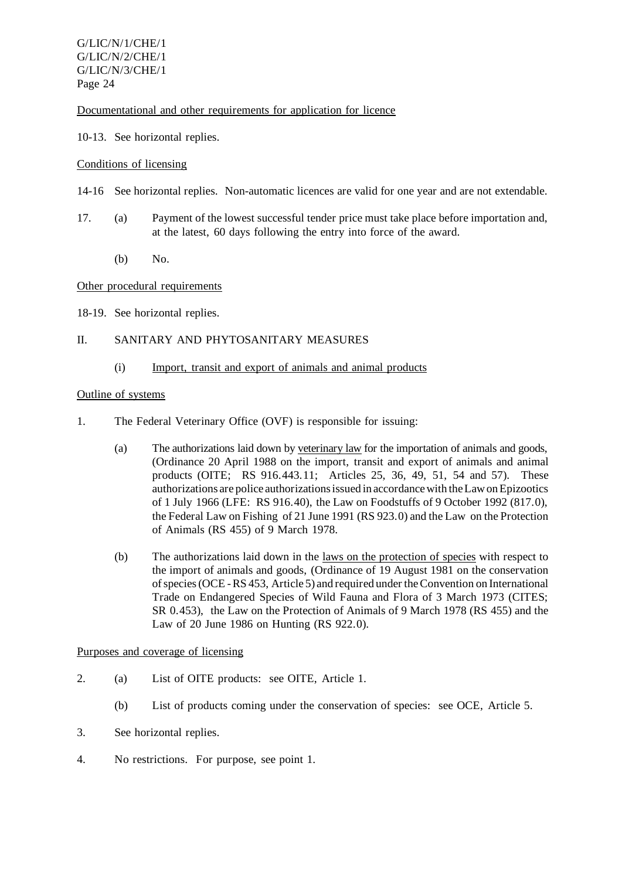Documentational and other requirements for application for licence

10-13. See horizontal replies.

Conditions of licensing

14-16 See horizontal replies. Non-automatic licences are valid for one year and are not extendable.

17. (a) Payment of the lowest successful tender price must take place before importation and, at the latest, 60 days following the entry into force of the award.

    (b) No.

Other procedural requirements

18-19. See horizontal replies.

## II. SANITARY AND PHYTOSANITARY MEASURES

### (i) Import, transit and export of animals and animal products

Outline of systems

1. The Federal Veterinary Office (OVF) is responsible for issuing:

    (a) The authorizations laid down by veterinary law for the importation of animals and goods, (Ordinance 20 April 1988 on the import, transit and export of animals and animal products (OITE; RS 916.443.11; Articles 25, 36, 49, 51, 54 and 57). These authorizations are police authorizations issued in accordance with the Law on Epizootics of 1 July 1966 (LFE: RS 916.40), the Law on Foodstuffs of 9 October 1992 (817.0), the Federal Law on Fishing of 21 June 1991 (RS 923.0) and the Law on the Protection of Animals (RS 455) of 9 March 1978.

    (b) The authorizations laid down in the laws on the protection of species with respect to the import of animals and goods, (Ordinance of 19 August 1981 on the conservation of species (OCE - RS 453, Article 5) and required under the Convention on International Trade on Endangered Species of Wild Fauna and Flora of 3 March 1973 (CITES; SR 0.453), the Law on the Protection of Animals of 9 March 1978 (RS 455) and the Law of 20 June 1986 on Hunting (RS 922.0).

Purposes and coverage of licensing

2. (a) List of OITE products: see OITE, Article 1.

    (b) List of products coming under the conservation of species: see OCE, Article 5.

3. See horizontal replies.

4. No restrictions. For purpose, see point 1.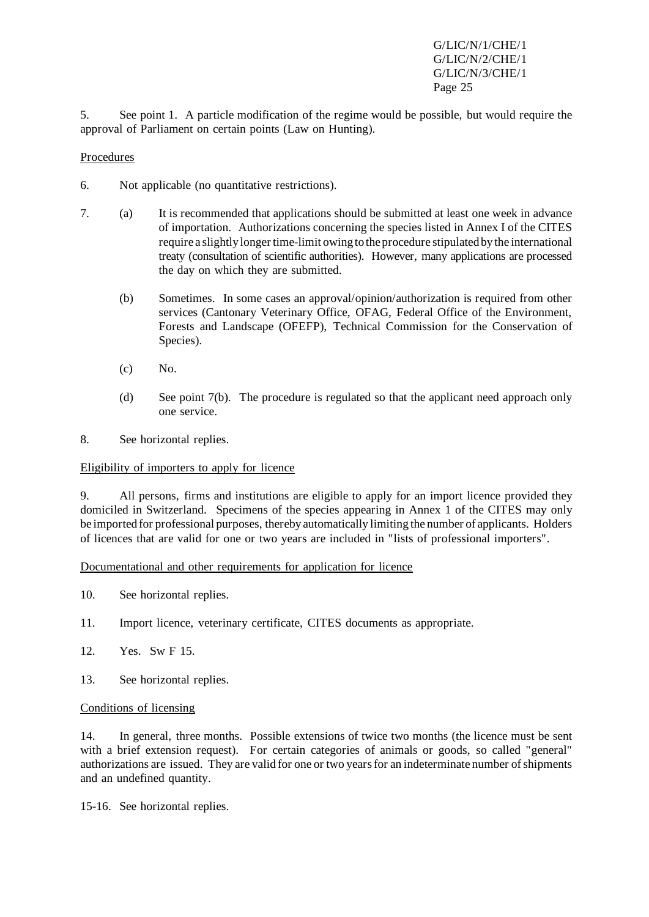5. See point 1. A particle modification of the regime would be possible, but would require the approval of Parliament on certain points (Law on Hunting).

Procedures

6. Not applicable (no quantitative restrictions).

7. (a) It is recommended that applications should be submitted at least one week in advance of importation. Authorizations concerning the species listed in Annex I of the CITES require a slightly longer time-limit owing to the procedure stipulated by the international treaty (consultation of scientific authorities). However, many applications are processed the day on which they are submitted.

   (b) Sometimes. In some cases an approval/opinion/authorization is required from other services (Cantonary Veterinary Office, OFAG, Federal Office of the Environment, Forests and Landscape (OFEFP), Technical Commission for the Conservation of Species).

   (c) No.

   (d) See point 7(b). The procedure is regulated so that the applicant need approach only one service.

8. See horizontal replies.

Eligibility of importers to apply for licence

9. All persons, firms and institutions are eligible to apply for an import licence provided they domiciled in Switzerland. Specimens of the species appearing in Annex 1 of the CITES may only be imported for professional purposes, thereby automatically limiting the number of applicants. Holders of licences that are valid for one or two years are included in "lists of professional importers".

Documentational and other requirements for application for licence

10. See horizontal replies.

11. Import licence, veterinary certificate, CITES documents as appropriate.

12. Yes. Sw F 15.

13. See horizontal replies.

Conditions of licensing

14. In general, three months. Possible extensions of twice two months (the licence must be sent with a brief extension request). For certain categories of animals or goods, so called "general" authorizations are issued. They are valid for one or two years for an indeterminate number of shipments and an undefined quantity.

15-16. See horizontal replies.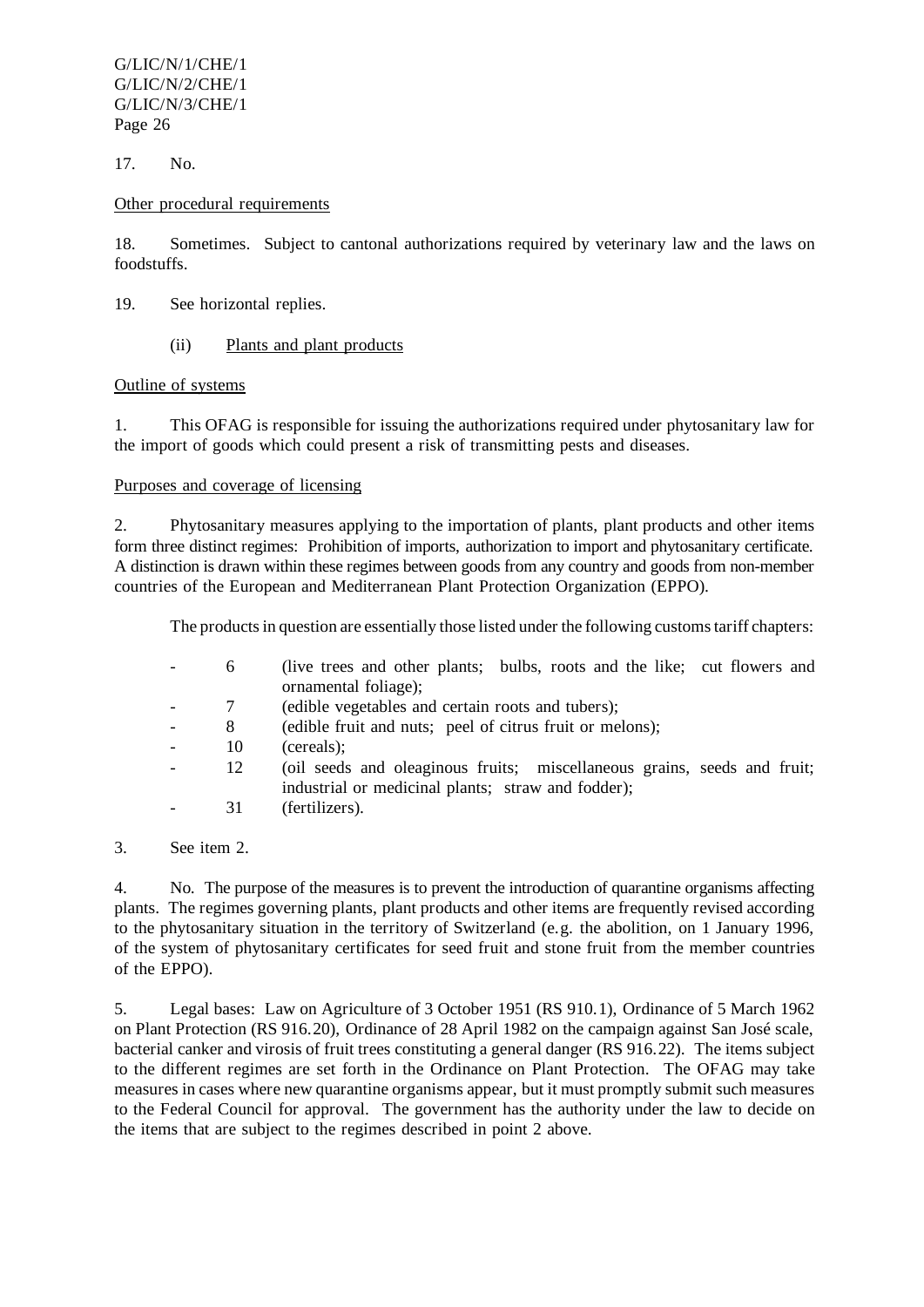17. No.

Other procedural requirements

18. Sometimes. Subject to cantonal authorizations required by veterinary law and the laws on foodstuffs.

19. See horizontal replies.

(ii) Plants and plant products

Outline of systems

1. This OFAG is responsible for issuing the authorizations required under phytosanitary law for the import of goods which could present a risk of transmitting pests and diseases.

Purposes and coverage of licensing

2. Phytosanitary measures applying to the importation of plants, plant products and other items form three distinct regimes: Prohibition of imports, authorization to import and phytosanitary certificate. A distinction is drawn within these regimes between goods from any country and goods from non-member countries of the European and Mediterranean Plant Protection Organization (EPPO).

The products in question are essentially those listed under the following customs tariff chapters:

- 6 (live trees and other plants; bulbs, roots and the like; cut flowers and ornamental foliage);
- 7 (edible vegetables and certain roots and tubers);
- 8 (edible fruit and nuts; peel of citrus fruit or melons);
- 10 (cereals);
- 12 (oil seeds and oleaginous fruits; miscellaneous grains, seeds and fruit; industrial or medicinal plants; straw and fodder);
- 31 (fertilizers).

3. See item 2.

4. No. The purpose of the measures is to prevent the introduction of quarantine organisms affecting plants. The regimes governing plants, plant products and other items are frequently revised according to the phytosanitary situation in the territory of Switzerland (e.g. the abolition, on 1 January 1996, of the system of phytosanitary certificates for seed fruit and stone fruit from the member countries of the EPPO).

5. Legal bases: Law on Agriculture of 3 October 1951 (RS 910.1), Ordinance of 5 March 1962 on Plant Protection (RS 916.20), Ordinance of 28 April 1982 on the campaign against San José scale, bacterial canker and virosis of fruit trees constituting a general danger (RS 916.22). The items subject to the different regimes are set forth in the Ordinance on Plant Protection. The OFAG may take measures in cases where new quarantine organisms appear, but it must promptly submit such measures to the Federal Council for approval. The government has the authority under the law to decide on the items that are subject to the regimes described in point 2 above.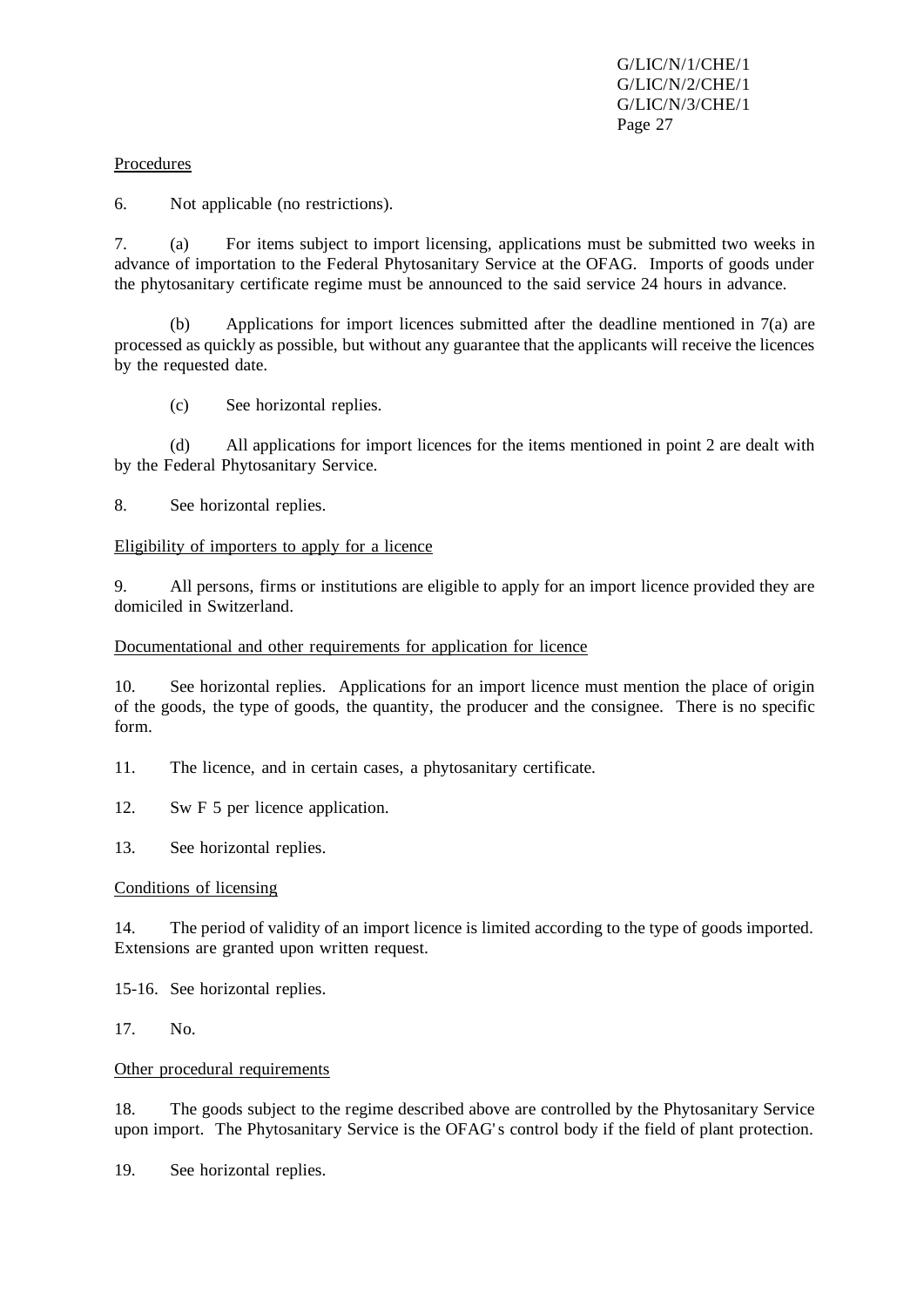Procedures

6. Not applicable (no restrictions).

7. (a) For items subject to import licensing, applications must be submitted two weeks in advance of importation to the Federal Phytosanitary Service at the OFAG. Imports of goods under the phytosanitary certificate regime must be announced to the said service 24 hours in advance.

(b) Applications for import licences submitted after the deadline mentioned in 7(a) are processed as quickly as possible, but without any guarantee that the applicants will receive the licences by the requested date.

(c) See horizontal replies.

(d) All applications for import licences for the items mentioned in point 2 are dealt with by the Federal Phytosanitary Service.

8. See horizontal replies.

Eligibility of importers to apply for a licence

9. All persons, firms or institutions are eligible to apply for an import licence provided they are domiciled in Switzerland.

Documentational and other requirements for application for licence

10. See horizontal replies. Applications for an import licence must mention the place of origin of the goods, the type of goods, the quantity, the producer and the consignee. There is no specific form.

11. The licence, and in certain cases, a phytosanitary certificate.

12. Sw F 5 per licence application.

13. See horizontal replies.

Conditions of licensing

14. The period of validity of an import licence is limited according to the type of goods imported. Extensions are granted upon written request.

15-16. See horizontal replies.

17. No.

Other procedural requirements

18. The goods subject to the regime described above are controlled by the Phytosanitary Service upon import. The Phytosanitary Service is the OFAG's control body if the field of plant protection.

19. See horizontal replies.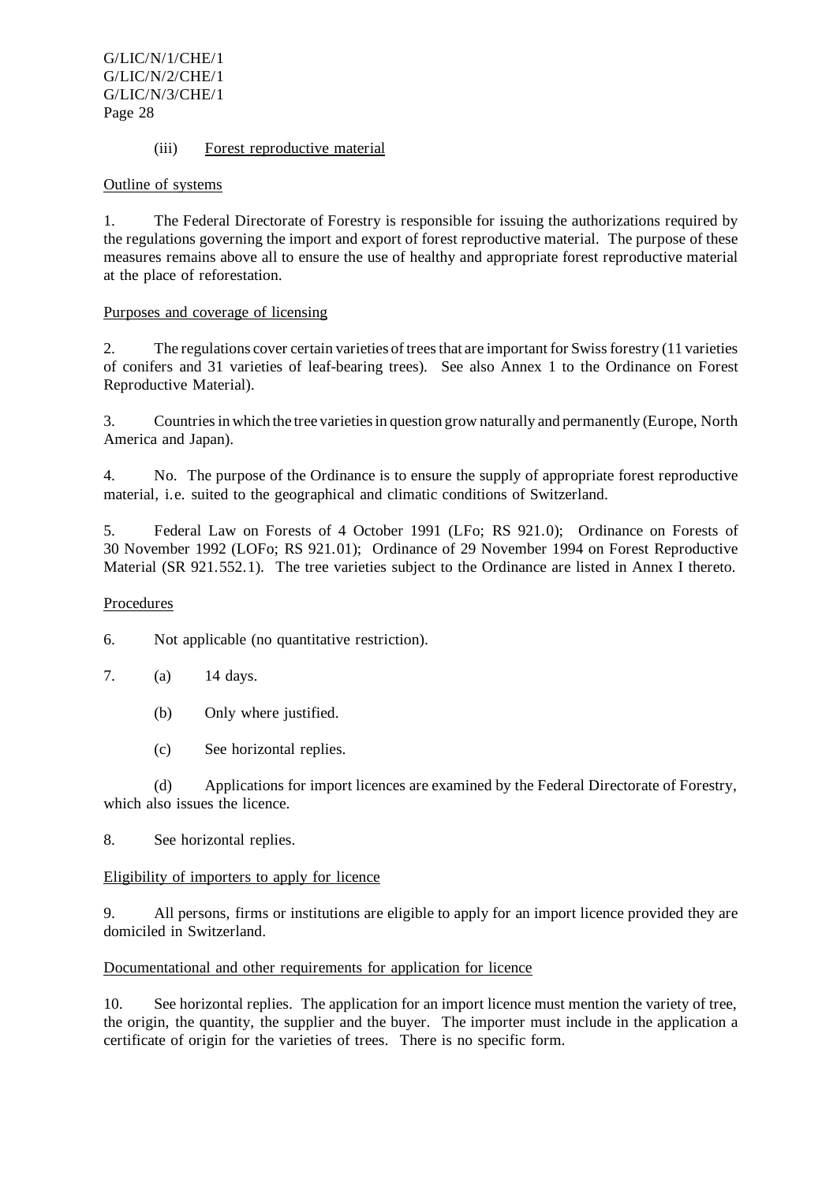### (iii) Forest reproductive material

Outline of systems

1. The Federal Directorate of Forestry is responsible for issuing the authorizations required by the regulations governing the import and export of forest reproductive material. The purpose of these measures remains above all to ensure the use of healthy and appropriate forest reproductive material at the place of reforestation.

Purposes and coverage of licensing

2. The regulations cover certain varieties of trees that are important for Swiss forestry (11 varieties of conifers and 31 varieties of leaf-bearing trees). See also Annex 1 to the Ordinance on Forest Reproductive Material).

3. Countries in which the tree varieties in question grow naturally and permanently (Europe, North America and Japan).

4. No. The purpose of the Ordinance is to ensure the supply of appropriate forest reproductive material, i.e. suited to the geographical and climatic conditions of Switzerland.

5. Federal Law on Forests of 4 October 1991 (LFo; RS 921.0); Ordinance on Forests of 30 November 1992 (LOFo; RS 921.01); Ordinance of 29 November 1994 on Forest Reproductive Material (SR 921.552.1). The tree varieties subject to the Ordinance are listed in Annex I thereto.

Procedures

6. Not applicable (no quantitative restriction).

7. (a) 14 days.

   (b) Only where justified.

   (c) See horizontal replies.

   (d) Applications for import licences are examined by the Federal Directorate of Forestry, which also issues the licence.

8. See horizontal replies.

Eligibility of importers to apply for licence

9. All persons, firms or institutions are eligible to apply for an import licence provided they are domiciled in Switzerland.

Documentational and other requirements for application for licence

10. See horizontal replies. The application for an import licence must mention the variety of tree, the origin, the quantity, the supplier and the buyer. The importer must include in the application a certificate of origin for the varieties of trees. There is no specific form.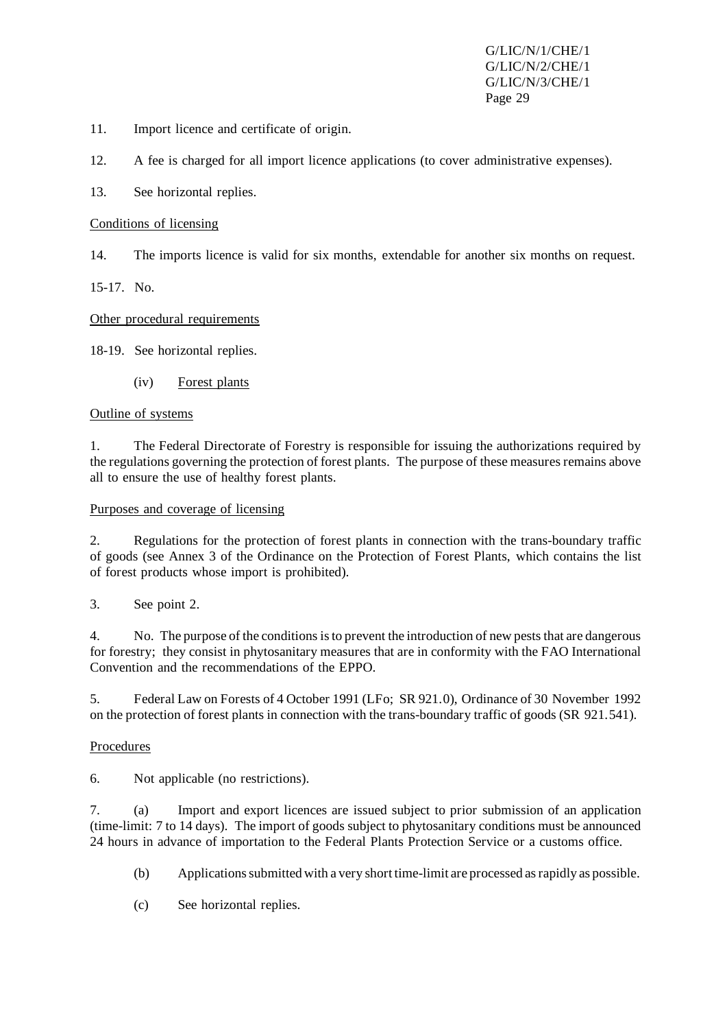11. Import licence and certificate of origin.

12. A fee is charged for all import licence applications (to cover administrative expenses).

13. See horizontal replies.

Conditions of licensing

14. The imports licence is valid for six months, extendable for another six months on request.

15-17. No.

Other procedural requirements

18-19. See horizontal replies.

(iv) Forest plants

Outline of systems

1. The Federal Directorate of Forestry is responsible for issuing the authorizations required by the regulations governing the protection of forest plants. The purpose of these measures remains above all to ensure the use of healthy forest plants.

Purposes and coverage of licensing

2. Regulations for the protection of forest plants in connection with the trans-boundary traffic of goods (see Annex 3 of the Ordinance on the Protection of Forest Plants, which contains the list of forest products whose import is prohibited).

3. See point 2.

4. No. The purpose of the conditions is to prevent the introduction of new pests that are dangerous for forestry; they consist in phytosanitary measures that are in conformity with the FAO International Convention and the recommendations of the EPPO.

5. Federal Law on Forests of 4 October 1991 (LFo; SR 921.0), Ordinance of 30 November 1992 on the protection of forest plants in connection with the trans-boundary traffic of goods (SR 921.541).

Procedures

6. Not applicable (no restrictions).

7. (a) Import and export licences are issued subject to prior submission of an application (time-limit: 7 to 14 days). The import of goods subject to phytosanitary conditions must be announced 24 hours in advance of importation to the Federal Plants Protection Service or a customs office.

(b) Applications submitted with a very short time-limit are processed as rapidly as possible.

(c) See horizontal replies.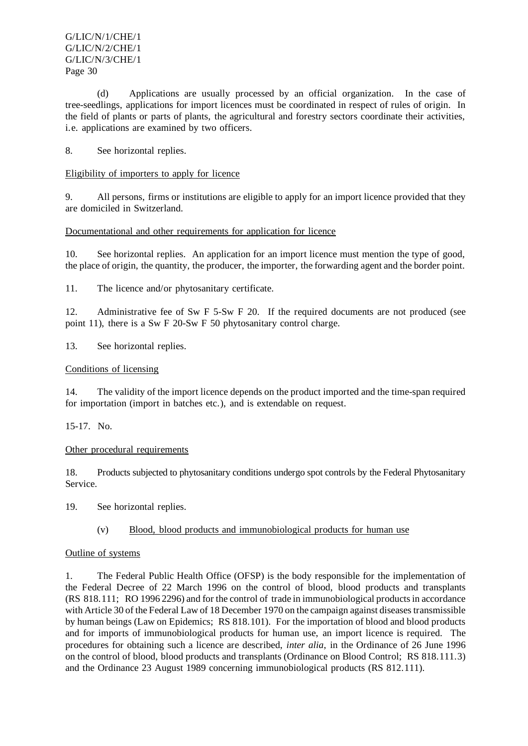(d) Applications are usually processed by an official organization. In the case of tree-seedlings, applications for import licences must be coordinated in respect of rules of origin. In the field of plants or parts of plants, the agricultural and forestry sectors coordinate their activities, i.e. applications are examined by two officers.

8. See horizontal replies.

Eligibility of importers to apply for licence

9. All persons, firms or institutions are eligible to apply for an import licence provided that they are domiciled in Switzerland.

Documentational and other requirements for application for licence

10. See horizontal replies. An application for an import licence must mention the type of good, the place of origin, the quantity, the producer, the importer, the forwarding agent and the border point.

11. The licence and/or phytosanitary certificate.

12. Administrative fee of Sw F 5-Sw F 20. If the required documents are not produced (see point 11), there is a Sw F 20-Sw F 50 phytosanitary control charge.

13. See horizontal replies.

Conditions of licensing

14. The validity of the import licence depends on the product imported and the time-span required for importation (import in batches etc.), and is extendable on request.

15-17. No.

Other procedural requirements

18. Products subjected to phytosanitary conditions undergo spot controls by the Federal Phytosanitary Service.

19. See horizontal replies.

(v) Blood, blood products and immunobiological products for human use

Outline of systems

1. The Federal Public Health Office (OFSP) is the body responsible for the implementation of the Federal Decree of 22 March 1996 on the control of blood, blood products and transplants (RS 818.111; RO 1996 2296) and for the control of trade in immunobiological products in accordance with Article 30 of the Federal Law of 18 December 1970 on the campaign against diseases transmissible by human beings (Law on Epidemics; RS 818.101). For the importation of blood and blood products and for imports of immunobiological products for human use, an import licence is required. The procedures for obtaining such a licence are described, *inter alia*, in the Ordinance of 26 June 1996 on the control of blood, blood products and transplants (Ordinance on Blood Control; RS 818.111.3) and the Ordinance 23 August 1989 concerning immunobiological products (RS 812.111).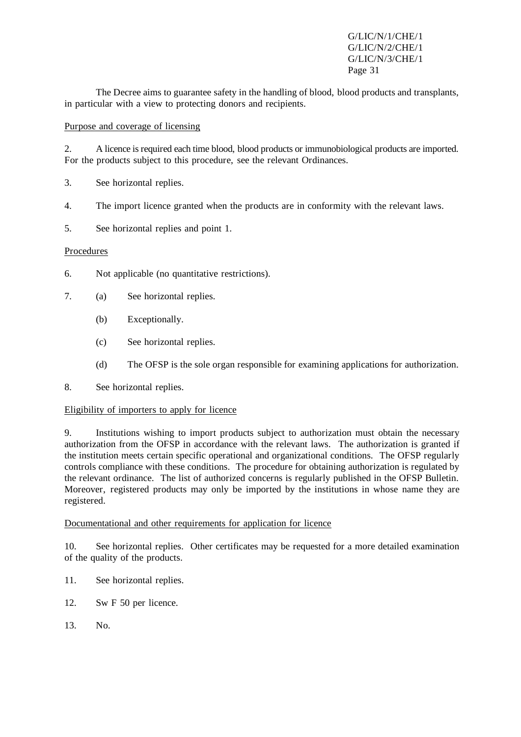The Decree aims to guarantee safety in the handling of blood, blood products and transplants, in particular with a view to protecting donors and recipients.

Purpose and coverage of licensing

2. A licence is required each time blood, blood products or immunobiological products are imported. For the products subject to this procedure, see the relevant Ordinances.

3. See horizontal replies.

4. The import licence granted when the products are in conformity with the relevant laws.

5. See horizontal replies and point 1.

Procedures

6. Not applicable (no quantitative restrictions).

7. (a) See horizontal replies.

   (b) Exceptionally.

   (c) See horizontal replies.

   (d) The OFSP is the sole organ responsible for examining applications for authorization.

8. See horizontal replies.

Eligibility of importers to apply for licence

9. Institutions wishing to import products subject to authorization must obtain the necessary authorization from the OFSP in accordance with the relevant laws. The authorization is granted if the institution meets certain specific operational and organizational conditions. The OFSP regularly controls compliance with these conditions. The procedure for obtaining authorization is regulated by the relevant ordinance. The list of authorized concerns is regularly published in the OFSP Bulletin. Moreover, registered products may only be imported by the institutions in whose name they are registered.

Documentational and other requirements for application for licence

10. See horizontal replies. Other certificates may be requested for a more detailed examination of the quality of the products.

11. See horizontal replies.

12. Sw F 50 per licence.

13. No.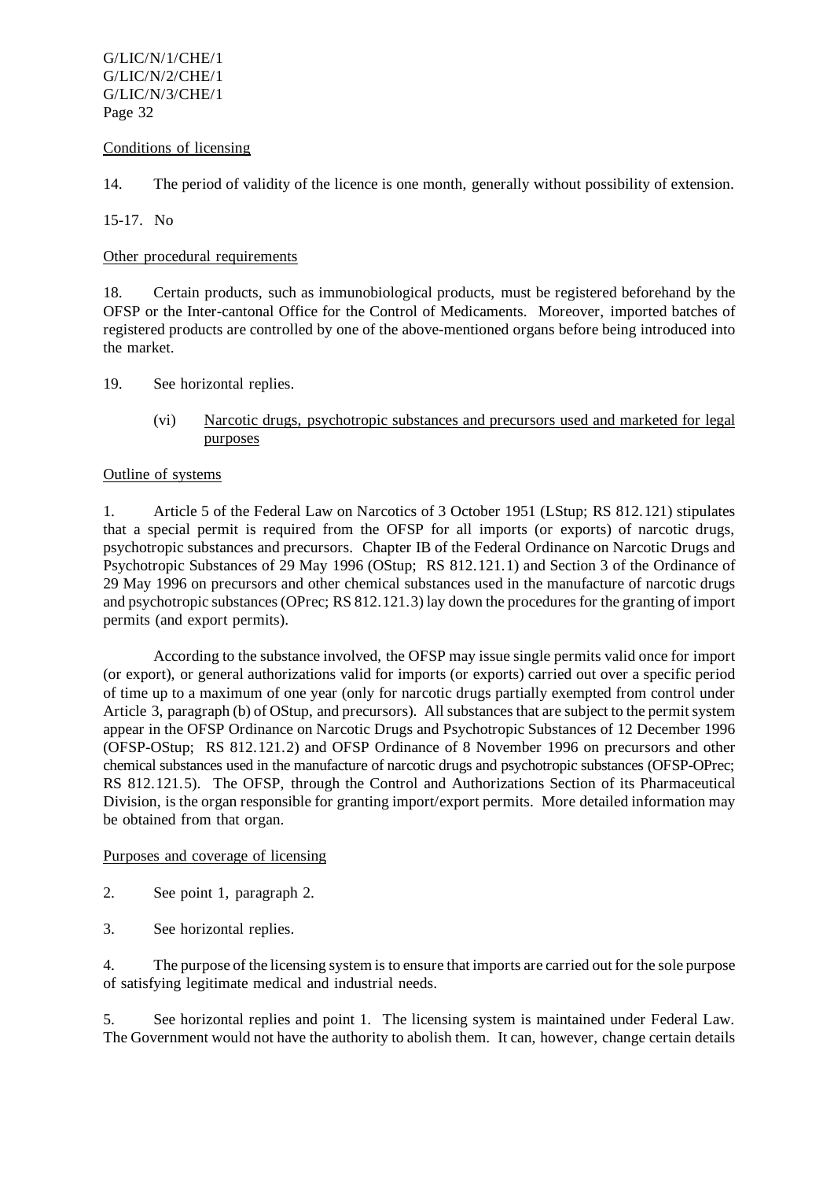Conditions of licensing

14. The period of validity of the licence is one month, generally without possibility of extension.

15-17. No

Other procedural requirements

18. Certain products, such as immunobiological products, must be registered beforehand by the OFSP or the Inter-cantonal Office for the Control of Medicaments. Moreover, imported batches of registered products are controlled by one of the above-mentioned organs before being introduced into the market.

19. See horizontal replies.

(vi) Narcotic drugs, psychotropic substances and precursors used and marketed for legal purposes

Outline of systems

1. Article 5 of the Federal Law on Narcotics of 3 October 1951 (LStup; RS 812.121) stipulates that a special permit is required from the OFSP for all imports (or exports) of narcotic drugs, psychotropic substances and precursors. Chapter IB of the Federal Ordinance on Narcotic Drugs and Psychotropic Substances of 29 May 1996 (OStup; RS 812.121.1) and Section 3 of the Ordinance of 29 May 1996 on precursors and other chemical substances used in the manufacture of narcotic drugs and psychotropic substances (OPrec; RS 812.121.3) lay down the procedures for the granting of import permits (and export permits).

According to the substance involved, the OFSP may issue single permits valid once for import (or export), or general authorizations valid for imports (or exports) carried out over a specific period of time up to a maximum of one year (only for narcotic drugs partially exempted from control under Article 3, paragraph (b) of OStup, and precursors). All substances that are subject to the permit system appear in the OFSP Ordinance on Narcotic Drugs and Psychotropic Substances of 12 December 1996 (OFSP-OStup; RS 812.121.2) and OFSP Ordinance of 8 November 1996 on precursors and other chemical substances used in the manufacture of narcotic drugs and psychotropic substances (OFSP-OPrec; RS 812.121.5). The OFSP, through the Control and Authorizations Section of its Pharmaceutical Division, is the organ responsible for granting import/export permits. More detailed information may be obtained from that organ.

Purposes and coverage of licensing

2. See point 1, paragraph 2.

3. See horizontal replies.

4. The purpose of the licensing system is to ensure that imports are carried out for the sole purpose of satisfying legitimate medical and industrial needs.

5. See horizontal replies and point 1. The licensing system is maintained under Federal Law. The Government would not have the authority to abolish them. It can, however, change certain details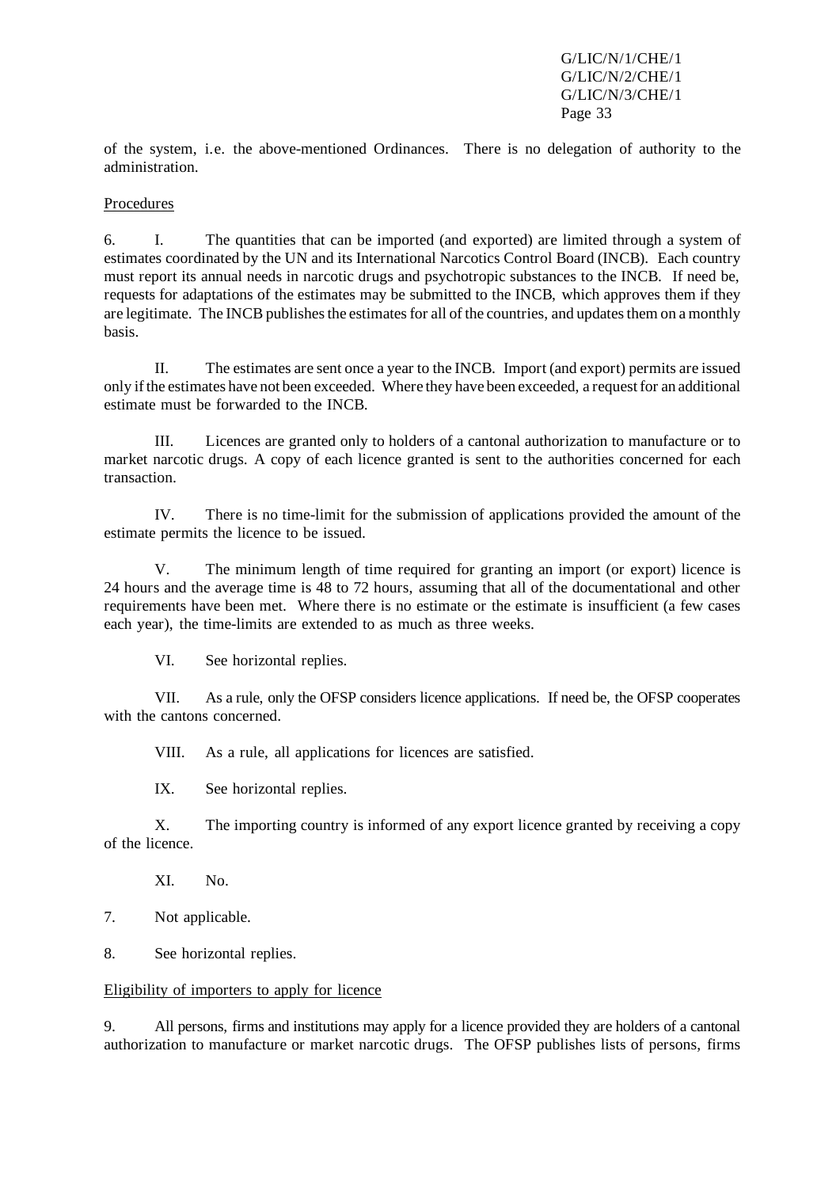of the system, i.e. the above-mentioned Ordinances. There is no delegation of authority to the administration.

Procedures

6. I. The quantities that can be imported (and exported) are limited through a system of estimates coordinated by the UN and its International Narcotics Control Board (INCB). Each country must report its annual needs in narcotic drugs and psychotropic substances to the INCB. If need be, requests for adaptations of the estimates may be submitted to the INCB, which approves them if they are legitimate. The INCB publishes the estimates for all of the countries, and updates them on a monthly basis.

II. The estimates are sent once a year to the INCB. Import (and export) permits are issued only if the estimates have not been exceeded. Where they have been exceeded, a request for an additional estimate must be forwarded to the INCB.

III. Licences are granted only to holders of a cantonal authorization to manufacture or to market narcotic drugs. A copy of each licence granted is sent to the authorities concerned for each transaction.

IV. There is no time-limit for the submission of applications provided the amount of the estimate permits the licence to be issued.

V. The minimum length of time required for granting an import (or export) licence is 24 hours and the average time is 48 to 72 hours, assuming that all of the documentational and other requirements have been met. Where there is no estimate or the estimate is insufficient (a few cases each year), the time-limits are extended to as much as three weeks.

VI. See horizontal replies.

VII. As a rule, only the OFSP considers licence applications. If need be, the OFSP cooperates with the cantons concerned.

VIII. As a rule, all applications for licences are satisfied.

IX. See horizontal replies.

X. The importing country is informed of any export licence granted by receiving a copy of the licence.

XI. No.

7. Not applicable.

8. See horizontal replies.

Eligibility of importers to apply for licence

9. All persons, firms and institutions may apply for a licence provided they are holders of a cantonal authorization to manufacture or market narcotic drugs. The OFSP publishes lists of persons, firms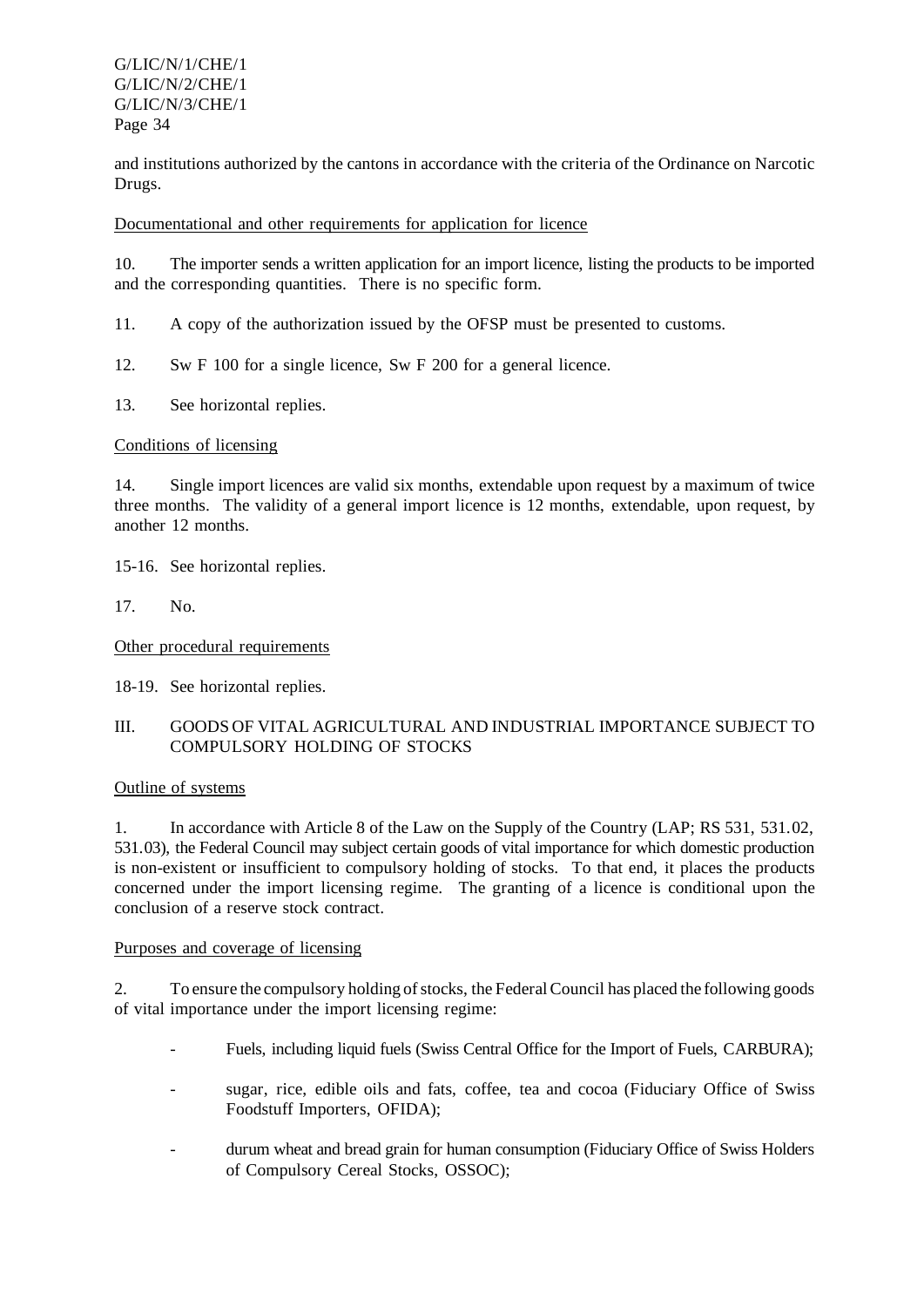and institutions authorized by the cantons in accordance with the criteria of the Ordinance on Narcotic Drugs.

Documentational and other requirements for application for licence

10. The importer sends a written application for an import licence, listing the products to be imported and the corresponding quantities. There is no specific form.

11. A copy of the authorization issued by the OFSP must be presented to customs.

12. Sw F 100 for a single licence, Sw F 200 for a general licence.

13. See horizontal replies.

Conditions of licensing

14. Single import licences are valid six months, extendable upon request by a maximum of twice three months. The validity of a general import licence is 12 months, extendable, upon request, by another 12 months.

15-16. See horizontal replies.

17. No.

Other procedural requirements

18-19. See horizontal replies.

## III. GOODS OF VITAL AGRICULTURAL AND INDUSTRIAL IMPORTANCE SUBJECT TO COMPULSORY HOLDING OF STOCKS

Outline of systems

1. In accordance with Article 8 of the Law on the Supply of the Country (LAP; RS 531, 531.02, 531.03), the Federal Council may subject certain goods of vital importance for which domestic production is non-existent or insufficient to compulsory holding of stocks. To that end, it places the products concerned under the import licensing regime. The granting of a licence is conditional upon the conclusion of a reserve stock contract.

Purposes and coverage of licensing

2. To ensure the compulsory holding of stocks, the Federal Council has placed the following goods of vital importance under the import licensing regime:

- Fuels, including liquid fuels (Swiss Central Office for the Import of Fuels, CARBURA);
- sugar, rice, edible oils and fats, coffee, tea and cocoa (Fiduciary Office of Swiss Foodstuff Importers, OFIDA);
- durum wheat and bread grain for human consumption (Fiduciary Office of Swiss Holders of Compulsory Cereal Stocks, OSSOC);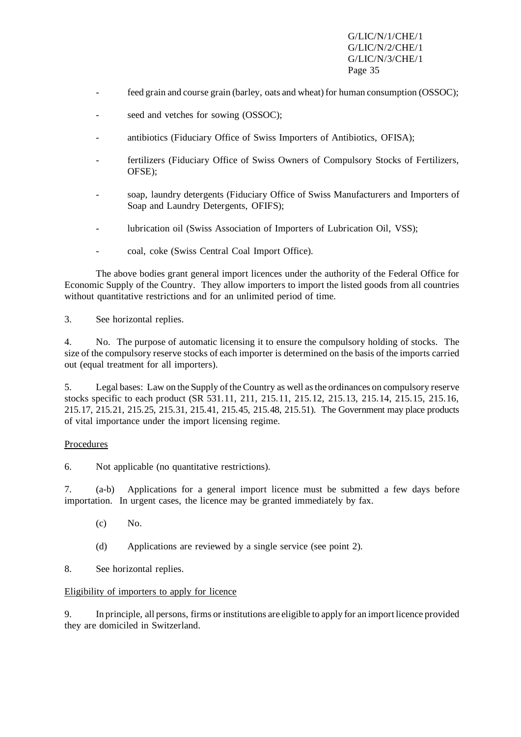- feed grain and course grain (barley, oats and wheat) for human consumption (OSSOC);
- seed and vetches for sowing (OSSOC);
- antibiotics (Fiduciary Office of Swiss Importers of Antibiotics, OFISA);
- fertilizers (Fiduciary Office of Swiss Owners of Compulsory Stocks of Fertilizers, OFSE);
- soap, laundry detergents (Fiduciary Office of Swiss Manufacturers and Importers of Soap and Laundry Detergents, OFIFS);
- lubrication oil (Swiss Association of Importers of Lubrication Oil, VSS);
- coal, coke (Swiss Central Coal Import Office).

The above bodies grant general import licences under the authority of the Federal Office for Economic Supply of the Country. They allow importers to import the listed goods from all countries without quantitative restrictions and for an unlimited period of time.

3. See horizontal replies.

4. No. The purpose of automatic licensing it to ensure the compulsory holding of stocks. The size of the compulsory reserve stocks of each importer is determined on the basis of the imports carried out (equal treatment for all importers).

5. Legal bases: Law on the Supply of the Country as well as the ordinances on compulsory reserve stocks specific to each product (SR 531.11, 211, 215.11, 215.12, 215.13, 215.14, 215.15, 215.16, 215.17, 215.21, 215.25, 215.31, 215.41, 215.45, 215.48, 215.51). The Government may place products of vital importance under the import licensing regime.

Procedures

6. Not applicable (no quantitative restrictions).

7. (a-b) Applications for a general import licence must be submitted a few days before importation. In urgent cases, the licence may be granted immediately by fax.

   (c) No.

   (d) Applications are reviewed by a single service (see point 2).

8. See horizontal replies.

Eligibility of importers to apply for licence

9. In principle, all persons, firms or institutions are eligible to apply for an import licence provided they are domiciled in Switzerland.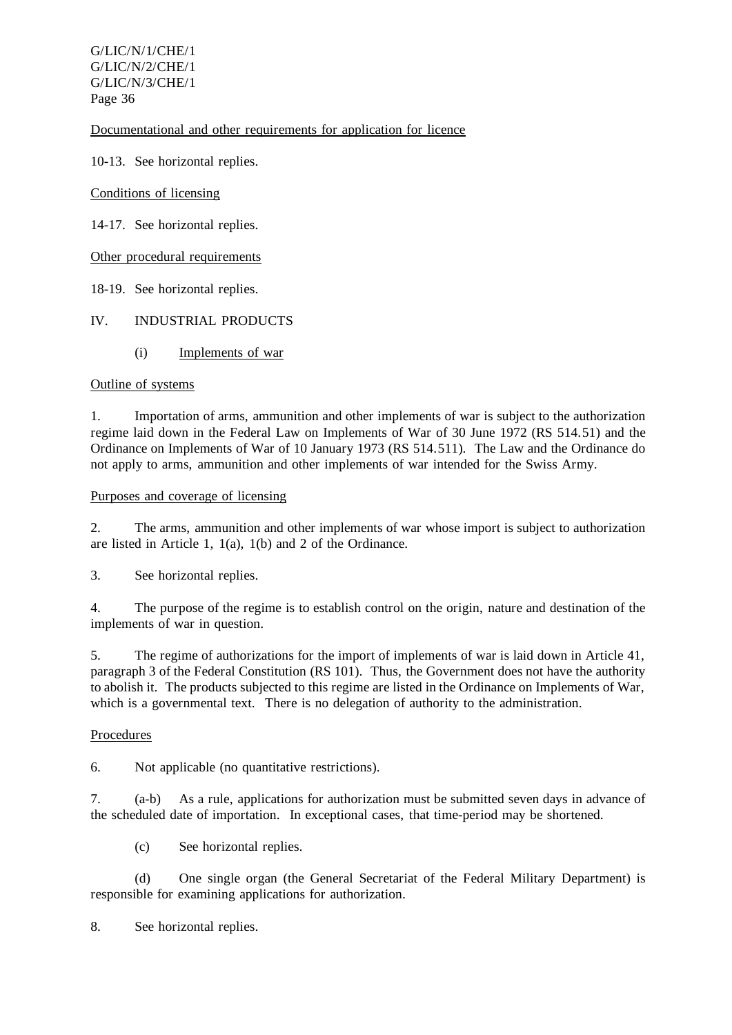Documentational and other requirements for application for licence

10-13. See horizontal replies.

Conditions of licensing

14-17. See horizontal replies.

Other procedural requirements

18-19. See horizontal replies.

## IV. INDUSTRIAL PRODUCTS

### (i) Implements of war

Outline of systems

1. Importation of arms, ammunition and other implements of war is subject to the authorization regime laid down in the Federal Law on Implements of War of 30 June 1972 (RS 514.51) and the Ordinance on Implements of War of 10 January 1973 (RS 514.511). The Law and the Ordinance do not apply to arms, ammunition and other implements of war intended for the Swiss Army.

Purposes and coverage of licensing

2. The arms, ammunition and other implements of war whose import is subject to authorization are listed in Article 1, 1(a), 1(b) and 2 of the Ordinance.

3. See horizontal replies.

4. The purpose of the regime is to establish control on the origin, nature and destination of the implements of war in question.

5. The regime of authorizations for the import of implements of war is laid down in Article 41, paragraph 3 of the Federal Constitution (RS 101). Thus, the Government does not have the authority to abolish it. The products subjected to this regime are listed in the Ordinance on Implements of War, which is a governmental text. There is no delegation of authority to the administration.

Procedures

6. Not applicable (no quantitative restrictions).

7. (a-b) As a rule, applications for authorization must be submitted seven days in advance of the scheduled date of importation. In exceptional cases, that time-period may be shortened.

(c) See horizontal replies.

(d) One single organ (the General Secretariat of the Federal Military Department) is responsible for examining applications for authorization.

8. See horizontal replies.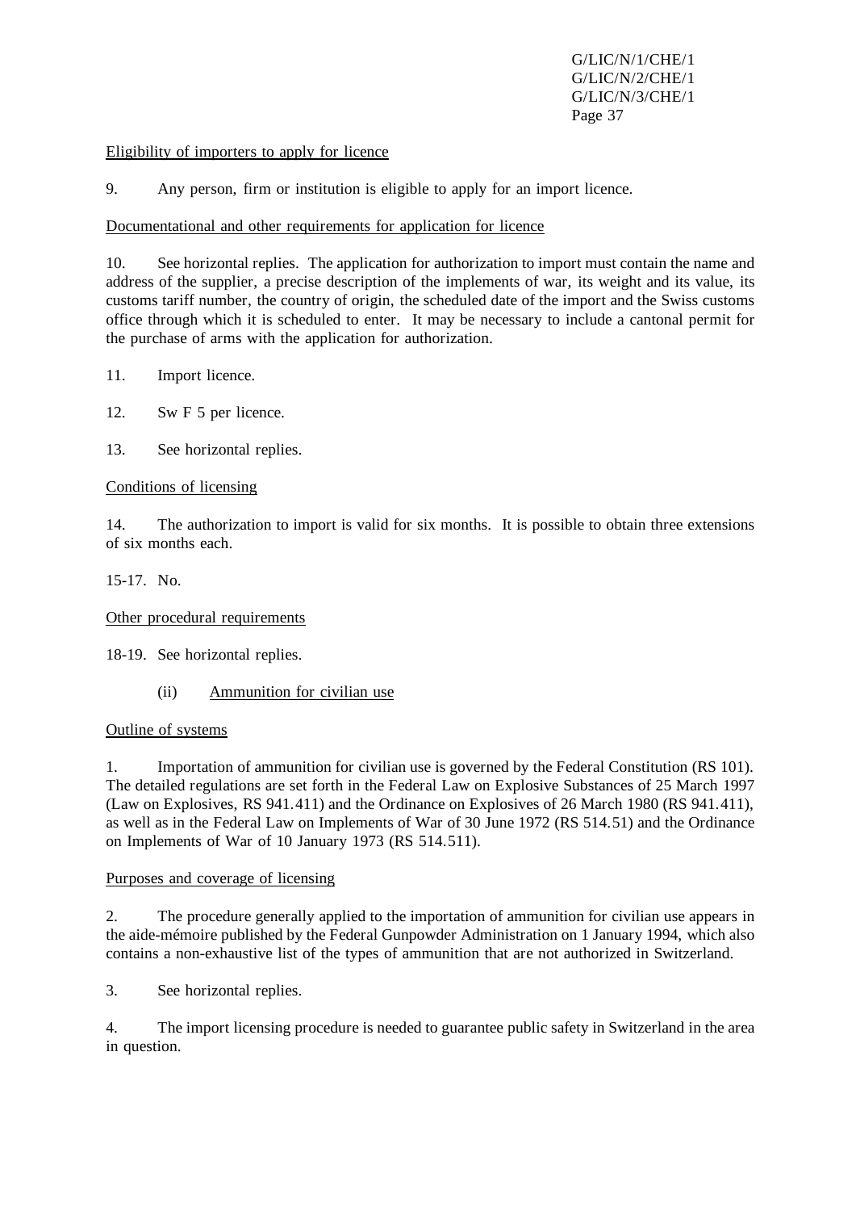Eligibility of importers to apply for licence

9. Any person, firm or institution is eligible to apply for an import licence.

Documentational and other requirements for application for licence

10. See horizontal replies. The application for authorization to import must contain the name and address of the supplier, a precise description of the implements of war, its weight and its value, its customs tariff number, the country of origin, the scheduled date of the import and the Swiss customs office through which it is scheduled to enter. It may be necessary to include a cantonal permit for the purchase of arms with the application for authorization.

11. Import licence.

12. Sw F 5 per licence.

13. See horizontal replies.

Conditions of licensing

14. The authorization to import is valid for six months. It is possible to obtain three extensions of six months each.

15-17. No.

Other procedural requirements

18-19. See horizontal replies.

(ii) Ammunition for civilian use

Outline of systems

1. Importation of ammunition for civilian use is governed by the Federal Constitution (RS 101). The detailed regulations are set forth in the Federal Law on Explosive Substances of 25 March 1997 (Law on Explosives, RS 941.411) and the Ordinance on Explosives of 26 March 1980 (RS 941.411), as well as in the Federal Law on Implements of War of 30 June 1972 (RS 514.51) and the Ordinance on Implements of War of 10 January 1973 (RS 514.511).

Purposes and coverage of licensing

2. The procedure generally applied to the importation of ammunition for civilian use appears in the aide-mémoire published by the Federal Gunpowder Administration on 1 January 1994, which also contains a non-exhaustive list of the types of ammunition that are not authorized in Switzerland.

3. See horizontal replies.

4. The import licensing procedure is needed to guarantee public safety in Switzerland in the area in question.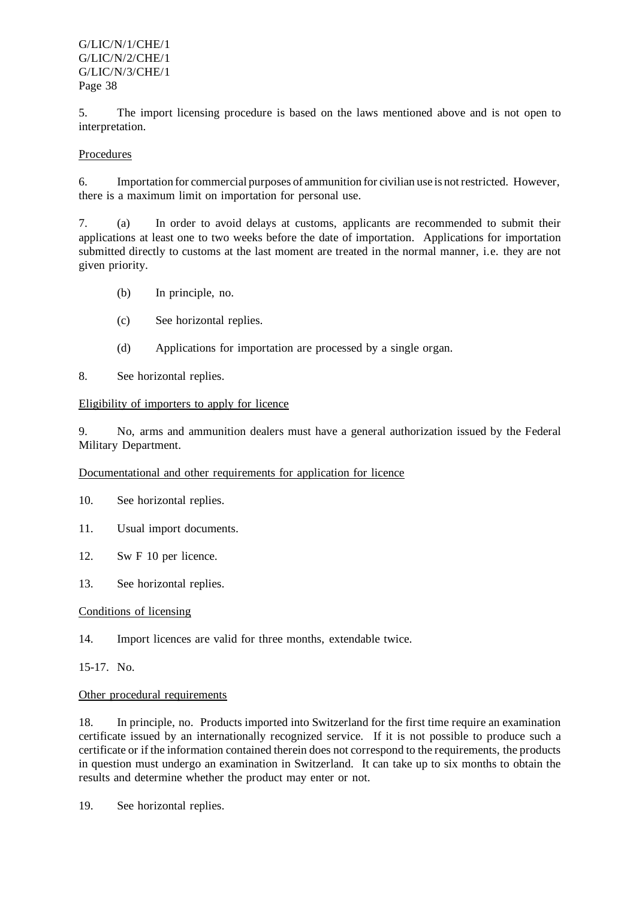5. The import licensing procedure is based on the laws mentioned above and is not open to interpretation.

Procedures

6. Importation for commercial purposes of ammunition for civilian use is not restricted. However, there is a maximum limit on importation for personal use.

7. (a) In order to avoid delays at customs, applicants are recommended to submit their applications at least one to two weeks before the date of importation. Applications for importation submitted directly to customs at the last moment are treated in the normal manner, i.e. they are not given priority.

(b) In principle, no.

(c) See horizontal replies.

(d) Applications for importation are processed by a single organ.

8. See horizontal replies.

Eligibility of importers to apply for licence

9. No, arms and ammunition dealers must have a general authorization issued by the Federal Military Department.

Documentational and other requirements for application for licence

10. See horizontal replies.

11. Usual import documents.

12. Sw F 10 per licence.

13. See horizontal replies.

Conditions of licensing

14. Import licences are valid for three months, extendable twice.

15-17. No.

Other procedural requirements

18. In principle, no. Products imported into Switzerland for the first time require an examination certificate issued by an internationally recognized service. If it is not possible to produce such a certificate or if the information contained therein does not correspond to the requirements, the products in question must undergo an examination in Switzerland. It can take up to six months to obtain the results and determine whether the product may enter or not.

19. See horizontal replies.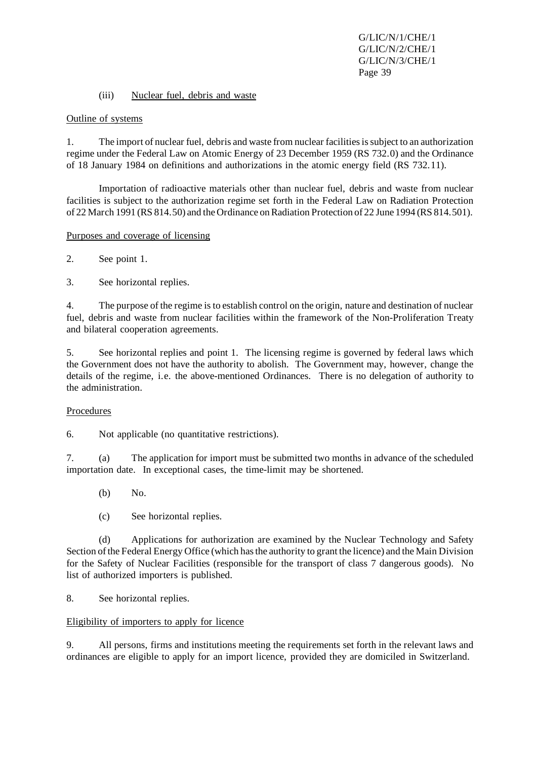(iii) Nuclear fuel, debris and waste

Outline of systems

1. The import of nuclear fuel, debris and waste from nuclear facilities is subject to an authorization regime under the Federal Law on Atomic Energy of 23 December 1959 (RS 732.0) and the Ordinance of 18 January 1984 on definitions and authorizations in the atomic energy field (RS 732.11).

Importation of radioactive materials other than nuclear fuel, debris and waste from nuclear facilities is subject to the authorization regime set forth in the Federal Law on Radiation Protection of 22 March 1991 (RS 814.50) and the Ordinance on Radiation Protection of 22 June 1994 (RS 814.501).

Purposes and coverage of licensing

2. See point 1.

3. See horizontal replies.

4. The purpose of the regime is to establish control on the origin, nature and destination of nuclear fuel, debris and waste from nuclear facilities within the framework of the Non-Proliferation Treaty and bilateral cooperation agreements.

5. See horizontal replies and point 1. The licensing regime is governed by federal laws which the Government does not have the authority to abolish. The Government may, however, change the details of the regime, i.e. the above-mentioned Ordinances. There is no delegation of authority to the administration.

Procedures

6. Not applicable (no quantitative restrictions).

7. (a) The application for import must be submitted two months in advance of the scheduled importation date. In exceptional cases, the time-limit may be shortened.

(b) No.

(c) See horizontal replies.

(d) Applications for authorization are examined by the Nuclear Technology and Safety Section of the Federal Energy Office (which has the authority to grant the licence) and the Main Division for the Safety of Nuclear Facilities (responsible for the transport of class 7 dangerous goods). No list of authorized importers is published.

8. See horizontal replies.

Eligibility of importers to apply for licence

9. All persons, firms and institutions meeting the requirements set forth in the relevant laws and ordinances are eligible to apply for an import licence, provided they are domiciled in Switzerland.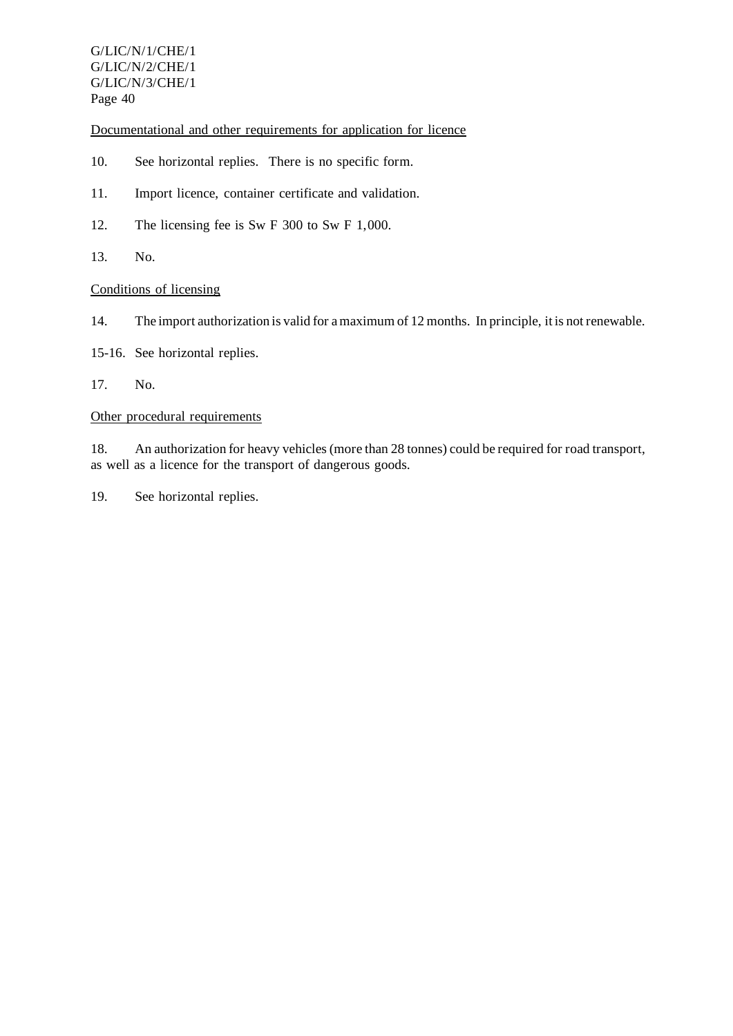Documentational and other requirements for application for licence

10. See horizontal replies. There is no specific form.

11. Import licence, container certificate and validation.

12. The licensing fee is Sw F 300 to Sw F 1,000.

13. No.

Conditions of licensing

14. The import authorization is valid for a maximum of 12 months. In principle, it is not renewable.

15-16. See horizontal replies.

17. No.

Other procedural requirements

18. An authorization for heavy vehicles (more than 28 tonnes) could be required for road transport, as well as a licence for the transport of dangerous goods.

19. See horizontal replies.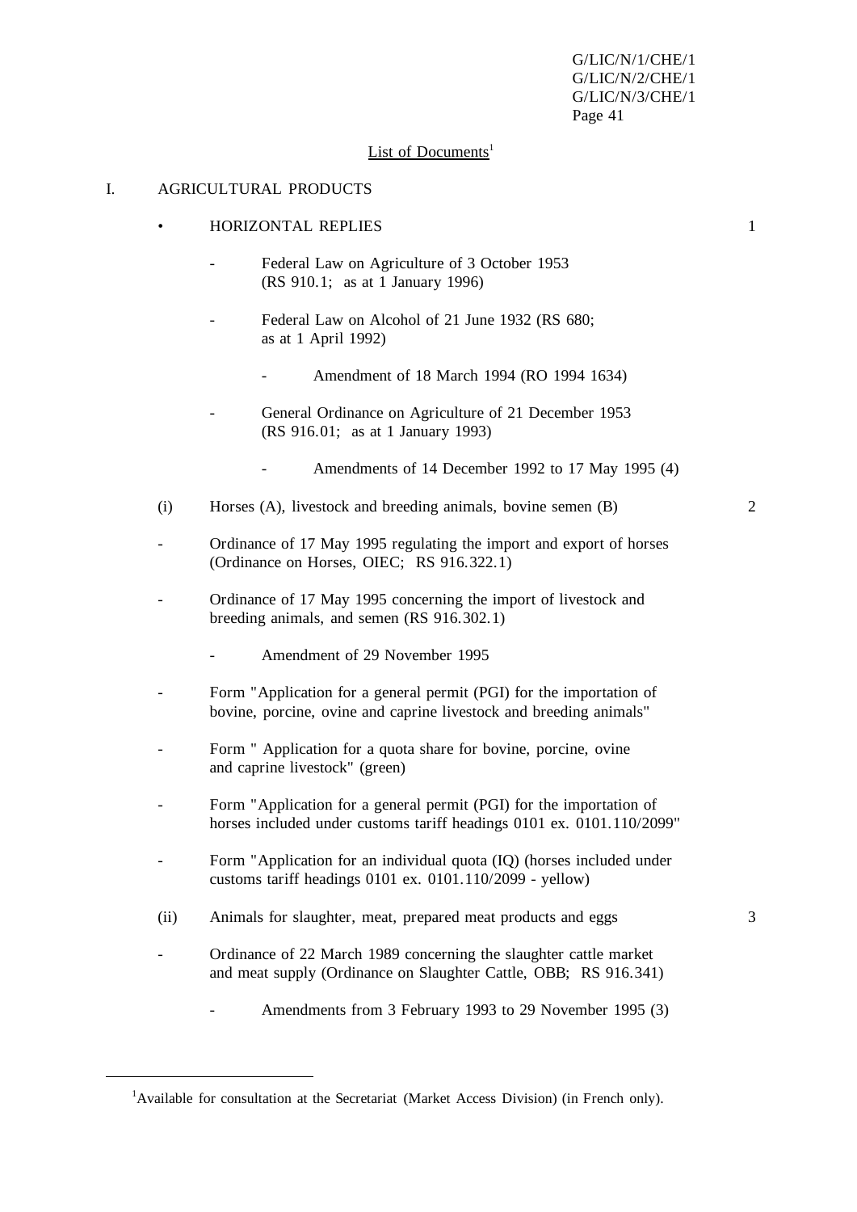## List of Documents[1]

### I. AGRICULTURAL PRODUCTS

- HORIZONTAL REPLIES 1

  - Federal Law on Agriculture of 3 October 1953 (RS 910.1; as at 1 January 1996)

  - Federal Law on Alcohol of 21 June 1932 (RS 680; as at 1 April 1992)

    - Amendment of 18 March 1994 (RO 1994 1634)

  - General Ordinance on Agriculture of 21 December 1953 (RS 916.01; as at 1 January 1993)

    - Amendments of 14 December 1992 to 17 May 1995 (4)

(i) Horses (A), livestock and breeding animals, bovine semen (B) 2

- Ordinance of 17 May 1995 regulating the import and export of horses (Ordinance on Horses, OIEC; RS 916.322.1)

- Ordinance of 17 May 1995 concerning the import of livestock and breeding animals, and semen (RS 916.302.1)

  - Amendment of 29 November 1995

- Form "Application for a general permit (PGI) for the importation of bovine, porcine, ovine and caprine livestock and breeding animals"

- Form " Application for a quota share for bovine, porcine, ovine and caprine livestock" (green)

- Form "Application for a general permit (PGI) for the importation of horses included under customs tariff headings 0101 ex. 0101.110/2099"

- Form "Application for an individual quota (IQ) (horses included under customs tariff headings 0101 ex. 0101.110/2099 - yellow)

(ii) Animals for slaughter, meat, prepared meat products and eggs 3

- Ordinance of 22 March 1989 concerning the slaughter cattle market and meat supply (Ordinance on Slaughter Cattle, OBB; RS 916.341)

  - Amendments from 3 February 1993 to 29 November 1995 (3)

---

[1] Available for consultation at the Secretariat (Market Access Division) (in French only).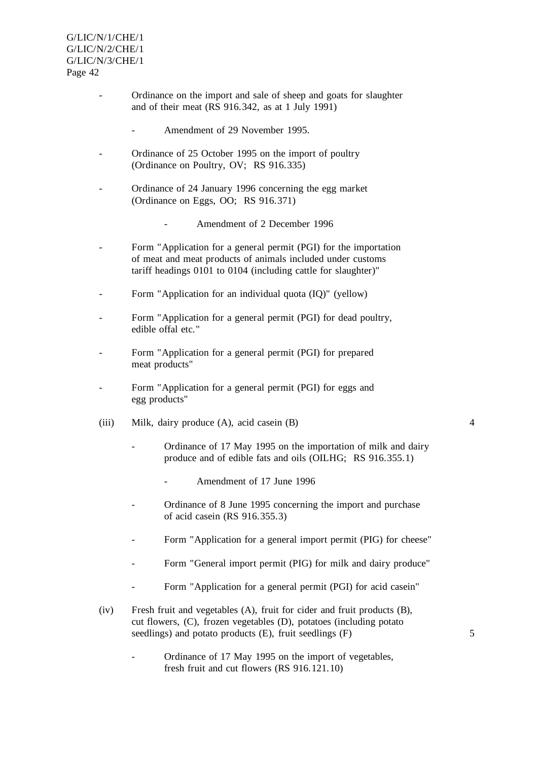- Ordinance on the import and sale of sheep and goats for slaughter and of their meat (RS 916.342, as at 1 July 1991)

    - Amendment of 29 November 1995.

- Ordinance of 25 October 1995 on the import of poultry (Ordinance on Poultry, OV; RS 916.335)

- Ordinance of 24 January 1996 concerning the egg market (Ordinance on Eggs, OO; RS 916.371)

    - Amendment of 2 December 1996

- Form "Application for a general permit (PGI) for the importation of meat and meat products of animals included under customs tariff headings 0101 to 0104 (including cattle for slaughter)"

- Form "Application for an individual quota (IQ)" (yellow)

- Form "Application for a general permit (PGI) for dead poultry, edible offal etc."

- Form "Application for a general permit (PGI) for prepared meat products"

- Form "Application for a general permit (PGI) for eggs and egg products"

(iii) Milk, dairy produce (A), acid casein (B) 4

- Ordinance of 17 May 1995 on the importation of milk and dairy produce and of edible fats and oils (OILHG; RS 916.355.1)

    - Amendment of 17 June 1996

- Ordinance of 8 June 1995 concerning the import and purchase of acid casein (RS 916.355.3)

- Form "Application for a general import permit (PIG) for cheese"

- Form "General import permit (PIG) for milk and dairy produce"

- Form "Application for a general permit (PGI) for acid casein"

(iv) Fresh fruit and vegetables (A), fruit for cider and fruit products (B), cut flowers, (C), frozen vegetables (D), potatoes (including potato seedlings) and potato products (E), fruit seedlings (F) 5

- Ordinance of 17 May 1995 on the import of vegetables, fresh fruit and cut flowers (RS 916.121.10)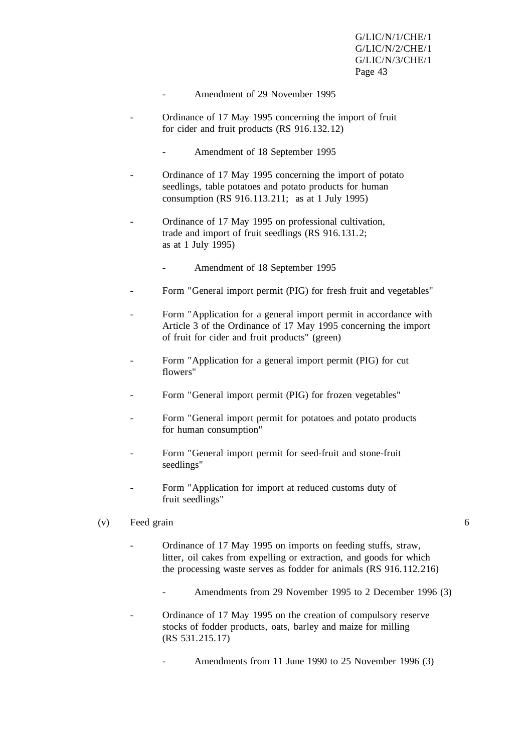- Amendment of 29 November 1995

- Ordinance of 17 May 1995 concerning the import of fruit for cider and fruit products (RS 916.132.12)

  - Amendment of 18 September 1995

- Ordinance of 17 May 1995 concerning the import of potato seedlings, table potatoes and potato products for human consumption (RS 916.113.211; as at 1 July 1995)

- Ordinance of 17 May 1995 on professional cultivation, trade and import of fruit seedlings (RS 916.131.2; as at 1 July 1995)

  - Amendment of 18 September 1995

- Form "General import permit (PIG) for fresh fruit and vegetables"

- Form "Application for a general import permit in accordance with Article 3 of the Ordinance of 17 May 1995 concerning the import of fruit for cider and fruit products" (green)

- Form "Application for a general import permit (PIG) for cut flowers"

- Form "General import permit (PIG) for frozen vegetables"

- Form "General import permit for potatoes and potato products for human consumption"

- Form "General import permit for seed-fruit and stone-fruit seedlings"

- Form "Application for import at reduced customs duty of fruit seedlings"

(v) Feed grain 6

- Ordinance of 17 May 1995 on imports on feeding stuffs, straw, litter, oil cakes from expelling or extraction, and goods for which the processing waste serves as fodder for animals (RS 916.112.216)

  - Amendments from 29 November 1995 to 2 December 1996 (3)

- Ordinance of 17 May 1995 on the creation of compulsory reserve stocks of fodder products, oats, barley and maize for milling (RS 531.215.17)

  - Amendments from 11 June 1990 to 25 November 1996 (3)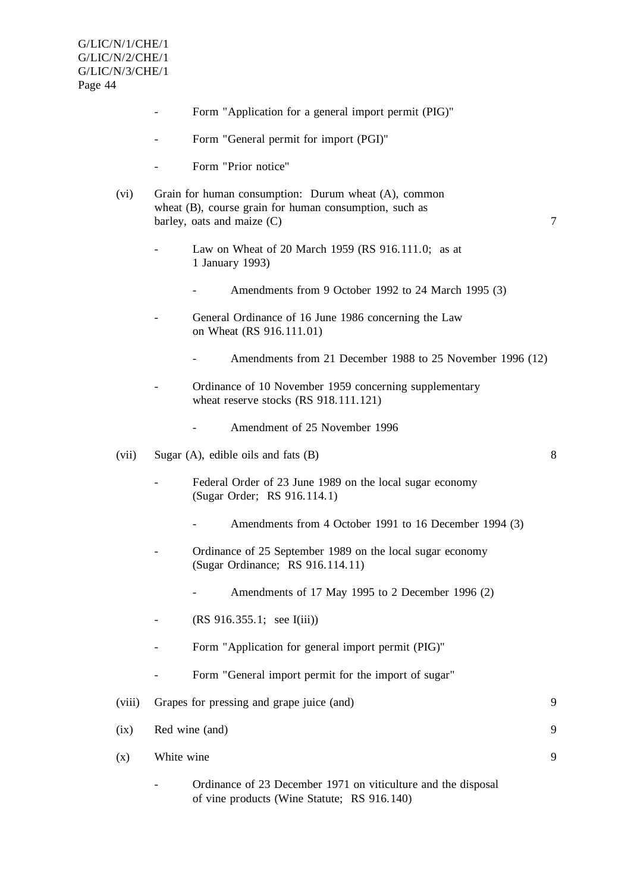- Form "Application for a general import permit (PIG)"

- Form "General permit for import (PGI)"

- Form "Prior notice"

(vi) Grain for human consumption: Durum wheat (A), common wheat (B), course grain for human consumption, such as barley, oats and maize (C) 7

- Law on Wheat of 20 March 1959 (RS 916.111.0; as at 1 January 1993)

  - Amendments from 9 October 1992 to 24 March 1995 (3)

- General Ordinance of 16 June 1986 concerning the Law on Wheat (RS 916.111.01)

  - Amendments from 21 December 1988 to 25 November 1996 (12)

- Ordinance of 10 November 1959 concerning supplementary wheat reserve stocks (RS 918.111.121)

  - Amendment of 25 November 1996

(vii) Sugar (A), edible oils and fats (B) 8

- Federal Order of 23 June 1989 on the local sugar economy (Sugar Order; RS 916.114.1)

  - Amendments from 4 October 1991 to 16 December 1994 (3)

- Ordinance of 25 September 1989 on the local sugar economy (Sugar Ordinance; RS 916.114.11)

  - Amendments of 17 May 1995 to 2 December 1996 (2)

- (RS 916.355.1; see I(iii))

- Form "Application for general import permit (PIG)"

- Form "General import permit for the import of sugar"

(viii) Grapes for pressing and grape juice (and) 9

(ix) Red wine (and) 9

(x) White wine 9

- Ordinance of 23 December 1971 on viticulture and the disposal of vine products (Wine Statute; RS 916.140)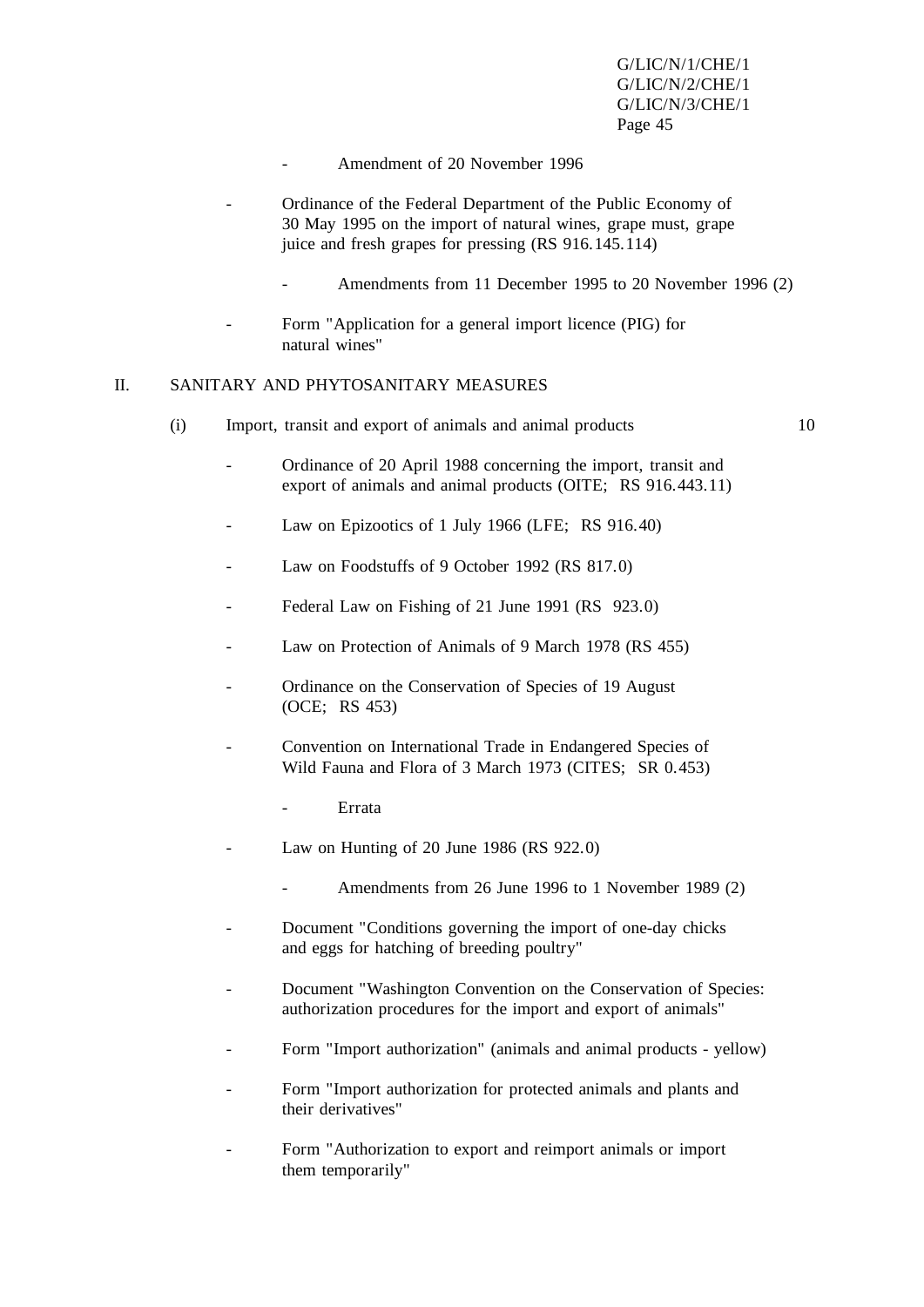- Amendment of 20 November 1996

- Ordinance of the Federal Department of the Public Economy of 30 May 1995 on the import of natural wines, grape must, grape juice and fresh grapes for pressing (RS 916.145.114)

  - Amendments from 11 December 1995 to 20 November 1996 (2)

- Form "Application for a general import licence (PIG) for natural wines"

## II. SANITARY AND PHYTOSANITARY MEASURES

### (i) Import, transit and export of animals and animal products — 10

- Ordinance of 20 April 1988 concerning the import, transit and export of animals and animal products (OITE; RS 916.443.11)

- Law on Epizootics of 1 July 1966 (LFE; RS 916.40)

- Law on Foodstuffs of 9 October 1992 (RS 817.0)

- Federal Law on Fishing of 21 June 1991 (RS 923.0)

- Law on Protection of Animals of 9 March 1978 (RS 455)

- Ordinance on the Conservation of Species of 19 August (OCE; RS 453)

- Convention on International Trade in Endangered Species of Wild Fauna and Flora of 3 March 1973 (CITES; SR 0.453)

  - Errata

- Law on Hunting of 20 June 1986 (RS 922.0)

  - Amendments from 26 June 1996 to 1 November 1989 (2)

- Document "Conditions governing the import of one-day chicks and eggs for hatching of breeding poultry"

- Document "Washington Convention on the Conservation of Species: authorization procedures for the import and export of animals"

- Form "Import authorization" (animals and animal products - yellow)

- Form "Import authorization for protected animals and plants and their derivatives"

- Form "Authorization to export and reimport animals or import them temporarily"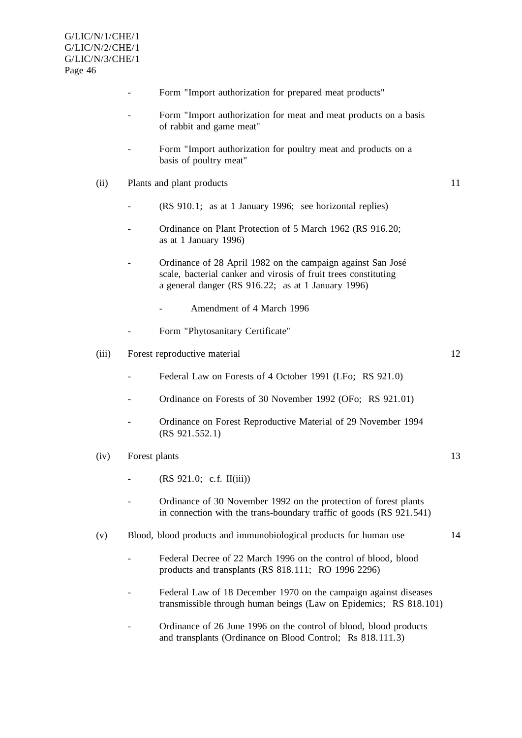- Form "Import authorization for prepared meat products"

- Form "Import authorization for meat and meat products on a basis of rabbit and game meat"

- Form "Import authorization for poultry meat and products on a basis of poultry meat"

(ii) Plants and plant products 11

- (RS 910.1; as at 1 January 1996; see horizontal replies)

- Ordinance on Plant Protection of 5 March 1962 (RS 916.20; as at 1 January 1996)

- Ordinance of 28 April 1982 on the campaign against San José scale, bacterial canker and virosis of fruit trees constituting a general danger (RS 916.22; as at 1 January 1996)

    - Amendment of 4 March 1996

- Form "Phytosanitary Certificate"

(iii) Forest reproductive material 12

- Federal Law on Forests of 4 October 1991 (LFo; RS 921.0)

- Ordinance on Forests of 30 November 1992 (OFo; RS 921.01)

- Ordinance on Forest Reproductive Material of 29 November 1994 (RS 921.552.1)

(iv) Forest plants 13

- (RS 921.0; c.f. II(iii))

- Ordinance of 30 November 1992 on the protection of forest plants in connection with the trans-boundary traffic of goods (RS 921.541)

(v) Blood, blood products and immunobiological products for human use 14

- Federal Decree of 22 March 1996 on the control of blood, blood products and transplants (RS 818.111; RO 1996 2296)

- Federal Law of 18 December 1970 on the campaign against diseases transmissible through human beings (Law on Epidemics; RS 818.101)

- Ordinance of 26 June 1996 on the control of blood, blood products and transplants (Ordinance on Blood Control; Rs 818.111.3)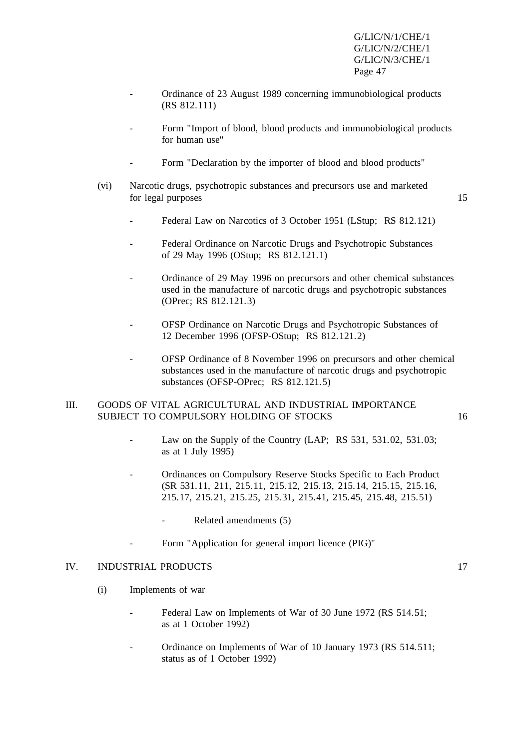- Ordinance of 23 August 1989 concerning immunobiological products (RS 812.111)

- Form "Import of blood, blood products and immunobiological products for human use"

- Form "Declaration by the importer of blood and blood products"

(vi) Narcotic drugs, psychotropic substances and precursors use and marketed for legal purposes 15

- Federal Law on Narcotics of 3 October 1951 (LStup; RS 812.121)

- Federal Ordinance on Narcotic Drugs and Psychotropic Substances of 29 May 1996 (OStup; RS 812.121.1)

- Ordinance of 29 May 1996 on precursors and other chemical substances used in the manufacture of narcotic drugs and psychotropic substances (OPrec; RS 812.121.3)

- OFSP Ordinance on Narcotic Drugs and Psychotropic Substances of 12 December 1996 (OFSP-OStup; RS 812.121.2)

- OFSP Ordinance of 8 November 1996 on precursors and other chemical substances used in the manufacture of narcotic drugs and psychotropic substances (OFSP-OPrec; RS 812.121.5)

III. GOODS OF VITAL AGRICULTURAL AND INDUSTRIAL IMPORTANCE SUBJECT TO COMPULSORY HOLDING OF STOCKS 16

- Law on the Supply of the Country (LAP; RS 531, 531.02, 531.03; as at 1 July 1995)

- Ordinances on Compulsory Reserve Stocks Specific to Each Product (SR 531.11, 211, 215.11, 215.12, 215.13, 215.14, 215.15, 215.16, 215.17, 215.21, 215.25, 215.31, 215.41, 215.45, 215.48, 215.51)

  - Related amendments (5)

- Form "Application for general import licence (PIG)"

IV. INDUSTRIAL PRODUCTS 17

(i) Implements of war

- Federal Law on Implements of War of 30 June 1972 (RS 514.51; as at 1 October 1992)

- Ordinance on Implements of War of 10 January 1973 (RS 514.511; status as of 1 October 1992)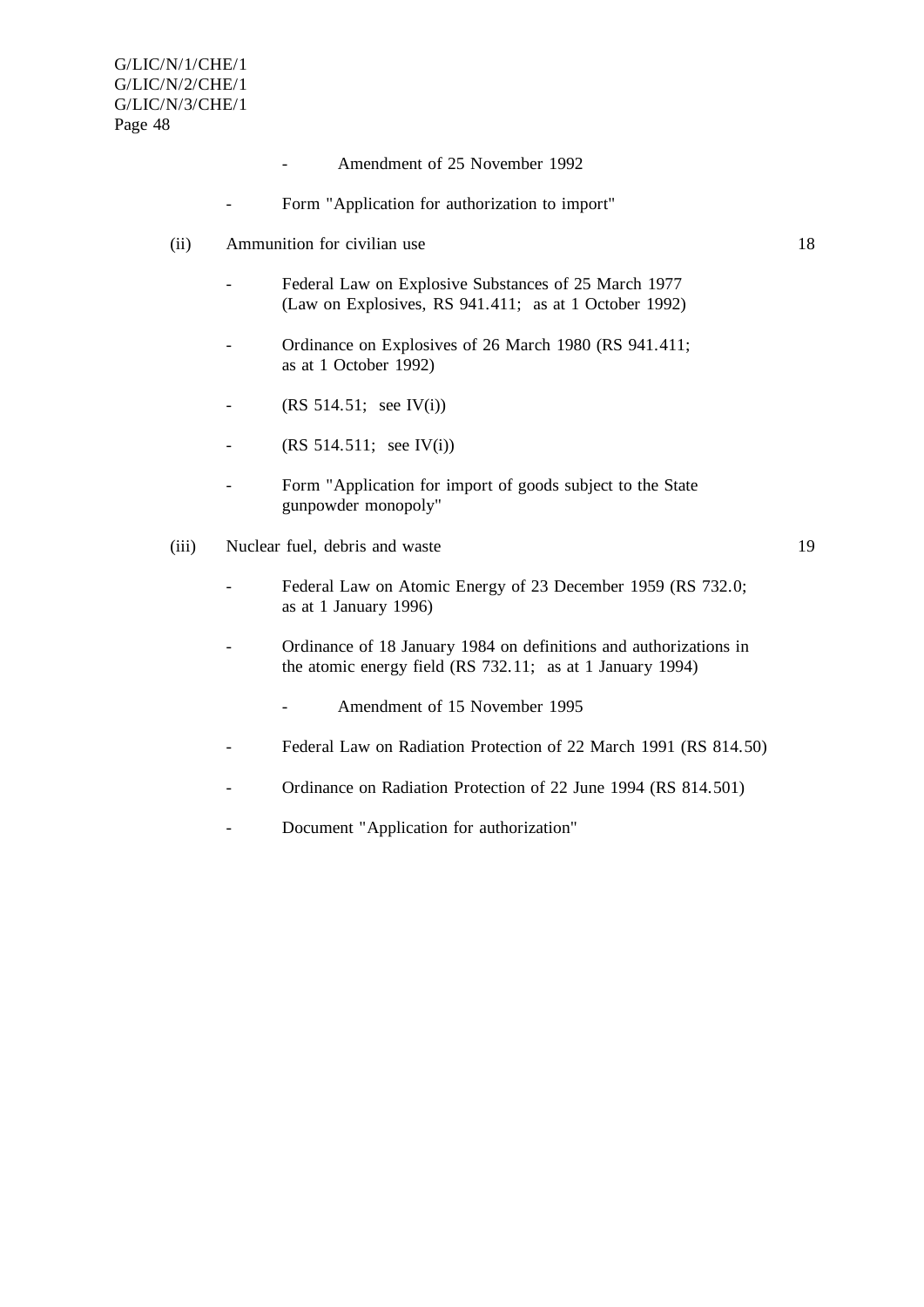- Amendment of 25 November 1992

  - Form "Application for authorization to import"

(ii) Ammunition for civilian use 18

  - Federal Law on Explosive Substances of 25 March 1977 (Law on Explosives, RS 941.411; as at 1 October 1992)

  - Ordinance on Explosives of 26 March 1980 (RS 941.411; as at 1 October 1992)

  - (RS 514.51; see IV(i))

  - (RS 514.511; see IV(i))

  - Form "Application for import of goods subject to the State gunpowder monopoly"

(iii) Nuclear fuel, debris and waste 19

  - Federal Law on Atomic Energy of 23 December 1959 (RS 732.0; as at 1 January 1996)

  - Ordinance of 18 January 1984 on definitions and authorizations in the atomic energy field (RS 732.11; as at 1 January 1994)

    - Amendment of 15 November 1995

  - Federal Law on Radiation Protection of 22 March 1991 (RS 814.50)

  - Ordinance on Radiation Protection of 22 June 1994 (RS 814.501)

  - Document "Application for authorization"